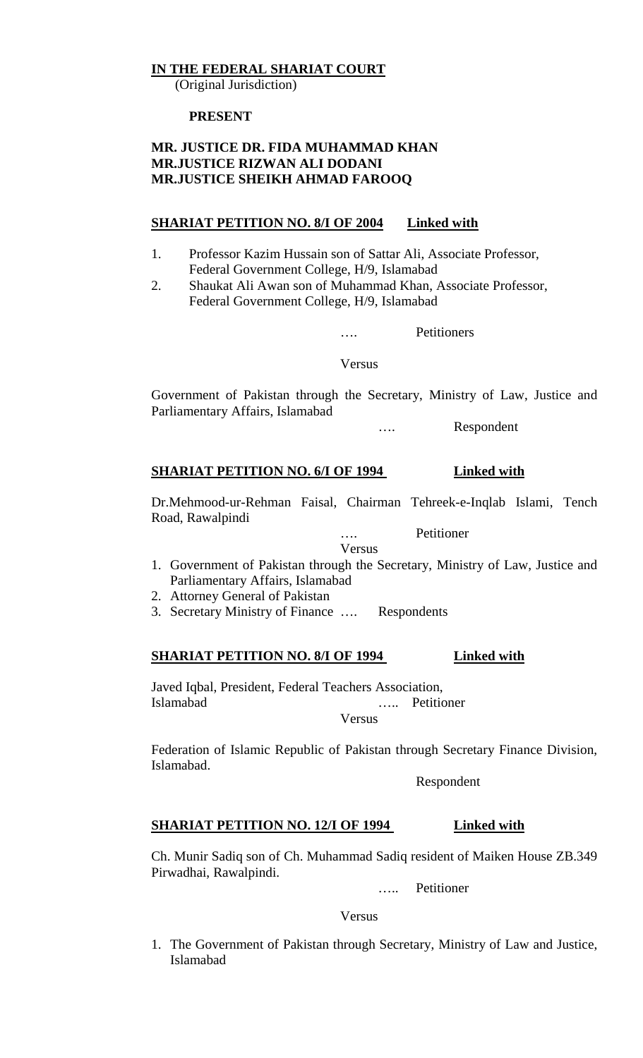**IN THE FEDERAL SHARIAT COURT**
(Original Jurisdiction)

**PRESENT**

**MR. JUSTICE DR. FIDA MUHAMMAD KHAN**
**MR.JUSTICE RIZWAN ALI DODANI**
**MR.JUSTICE SHEIKH AHMAD FAROOQ**

**SHARIAT PETITION NO. 8/I OF 2004** **Linked with**

1. Professor Kazim Hussain son of Sattar Ali, Associate Professor, Federal Government College, H/9, Islamabad
2. Shaukat Ali Awan son of Muhammad Khan, Associate Professor, Federal Government College, H/9, Islamabad

…. Petitioners

Versus

Government of Pakistan through the Secretary, Ministry of Law, Justice and Parliamentary Affairs, Islamabad

…. Respondent

**SHARIAT PETITION NO. 6/I OF 1994** **Linked with**

Dr.Mehmood-ur-Rehman Faisal, Chairman Tehreek-e-Inqlab Islami, Tench Road, Rawalpindi

…. Petitioner

Versus

1. Government of Pakistan through the Secretary, Ministry of Law, Justice and Parliamentary Affairs, Islamabad
2. Attorney General of Pakistan
3. Secretary Ministry of Finance …. Respondents

**SHARIAT PETITION NO. 8/I OF 1994** **Linked with**

Javed Iqbal, President, Federal Teachers Association, Islamabad ….. Petitioner

Versus

Federation of Islamic Republic of Pakistan through Secretary Finance Division, Islamabad.

Respondent

**SHARIAT PETITION NO. 12/I OF 1994** **Linked with**

Ch. Munir Sadiq son of Ch. Muhammad Sadiq resident of Maiken House ZB.349 Pirwadhai, Rawalpindi.

….. Petitioner

Versus

1. The Government of Pakistan through Secretary, Ministry of Law and Justice, Islamabad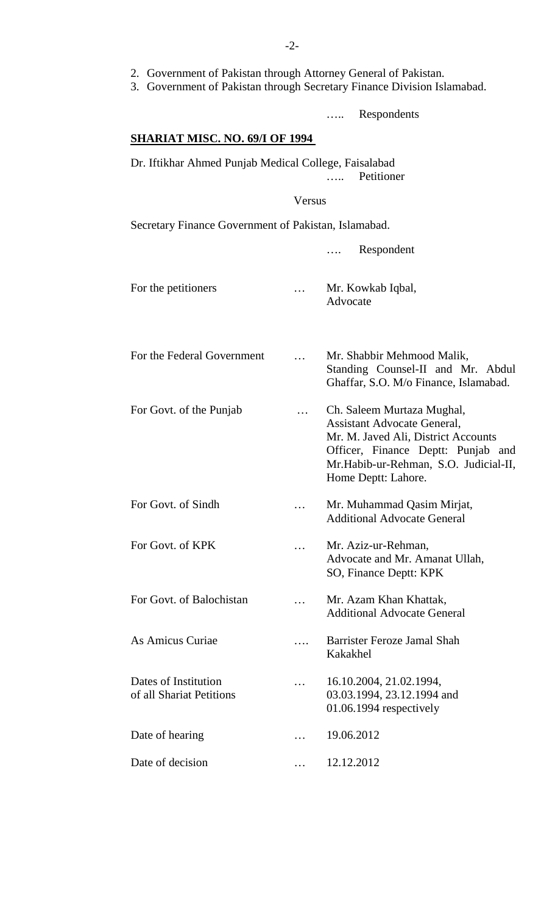2. Government of Pakistan through Attorney General of Pakistan.
3. Government of Pakistan through Secretary Finance Division Islamabad.

….. Respondents

**SHARIAT MISC. NO. 69/I OF 1994**

Dr. Iftikhar Ahmed Punjab Medical College, Faisalabad

….. Petitioner

Versus

Secretary Finance Government of Pakistan, Islamabad.

…. Respondent

| | | |
|---|---|---|
| For the petitioners | … | Mr. Kowkab Iqbal, Advocate |
| For the Federal Government | … | Mr. Shabbir Mehmood Malik, Standing Counsel-II and Mr. Abdul Ghaffar, S.O. M/o Finance, Islamabad. |
| For Govt. of the Punjab | … | Ch. Saleem Murtaza Mughal, Assistant Advocate General, Mr. M. Javed Ali, District Accounts Officer, Finance Deptt: Punjab and Mr.Habib-ur-Rehman, S.O. Judicial-II, Home Deptt: Lahore. |
| For Govt. of Sindh | … | Mr. Muhammad Qasim Mirjat, Additional Advocate General |
| For Govt. of KPK | … | Mr. Aziz-ur-Rehman, Advocate and Mr. Amanat Ullah, SO, Finance Deptt: KPK |
| For Govt. of Balochistan | … | Mr. Azam Khan Khattak, Additional Advocate General |
| As Amicus Curiae | …. | Barrister Feroze Jamal Shah Kakakhel |
| Dates of Institution of all Shariat Petitions | … | 16.10.2004, 21.02.1994, 03.03.1994, 23.12.1994 and 01.06.1994 respectively |
| Date of hearing | … | 19.06.2012 |
| Date of decision | … | 12.12.2012 |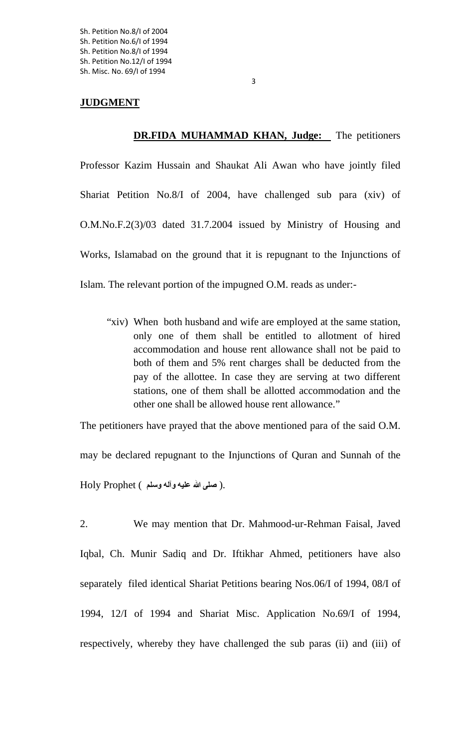## JUDGMENT

**DR.FIDA MUHAMMAD KHAN, Judge:** The petitioners Professor Kazim Hussain and Shaukat Ali Awan who have jointly filed Shariat Petition No.8/I of 2004, have challenged sub para (xiv) of O.M.No.F.2(3)/03 dated 31.7.2004 issued by Ministry of Housing and Works, Islamabad on the ground that it is repugnant to the Injunctions of Islam. The relevant portion of the impugned O.M. reads as under:-

> "xiv) When both husband and wife are employed at the same station, only one of them shall be entitled to allotment of hired accommodation and house rent allowance shall not be paid to both of them and 5% rent charges shall be deducted from the pay of the allottee. In case they are serving at two different stations, one of them shall be allotted accommodation and the other one shall be allowed house rent allowance."

The petitioners have prayed that the above mentioned para of the said O.M. may be declared repugnant to the Injunctions of Quran and Sunnah of the Holy Prophet ( صلی اللہ علیہ وآلہ وسلم ).

2. We may mention that Dr. Mahmood-ur-Rehman Faisal, Javed Iqbal, Ch. Munir Sadiq and Dr. Iftikhar Ahmed, petitioners have also separately filed identical Shariat Petitions bearing Nos.06/I of 1994, 08/I of 1994, 12/I of 1994 and Shariat Misc. Application No.69/I of 1994, respectively, whereby they have challenged the sub paras (ii) and (iii) of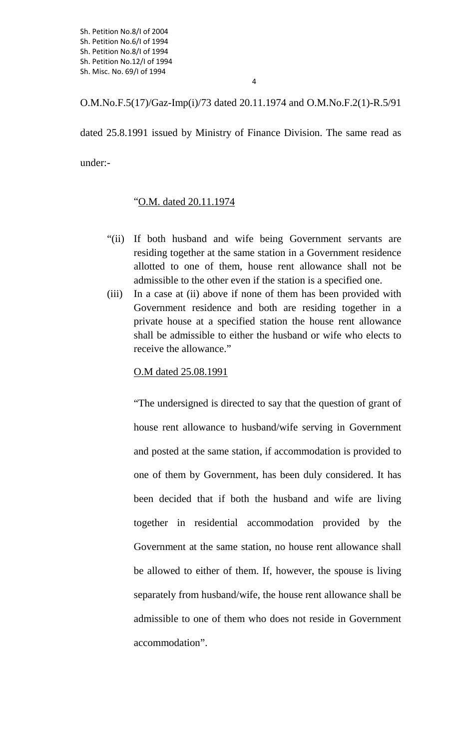O.M.No.F.5(17)/Gaz-Imp(i)/73 dated 20.11.1974 and O.M.No.F.2(1)-R.5/91 dated 25.8.1991 issued by Ministry of Finance Division. The same read as under:-

> "O.M. dated 20.11.1974
>
> "(ii) If both husband and wife being Government servants are residing together at the same station in a Government residence allotted to one of them, house rent allowance shall not be admissible to the other even if the station is a specified one.
>
> (iii) In a case at (ii) above if none of them has been provided with Government residence and both are residing together in a private house at a specified station the house rent allowance shall be admissible to either the husband or wife who elects to receive the allowance."
>
> O.M dated 25.08.1991
>
> "The undersigned is directed to say that the question of grant of house rent allowance to husband/wife serving in Government and posted at the same station, if accommodation is provided to one of them by Government, has been duly considered. It has been decided that if both the husband and wife are living together in residential accommodation provided by the Government at the same station, no house rent allowance shall be allowed to either of them. If, however, the spouse is living separately from husband/wife, the house rent allowance shall be admissible to one of them who does not reside in Government accommodation".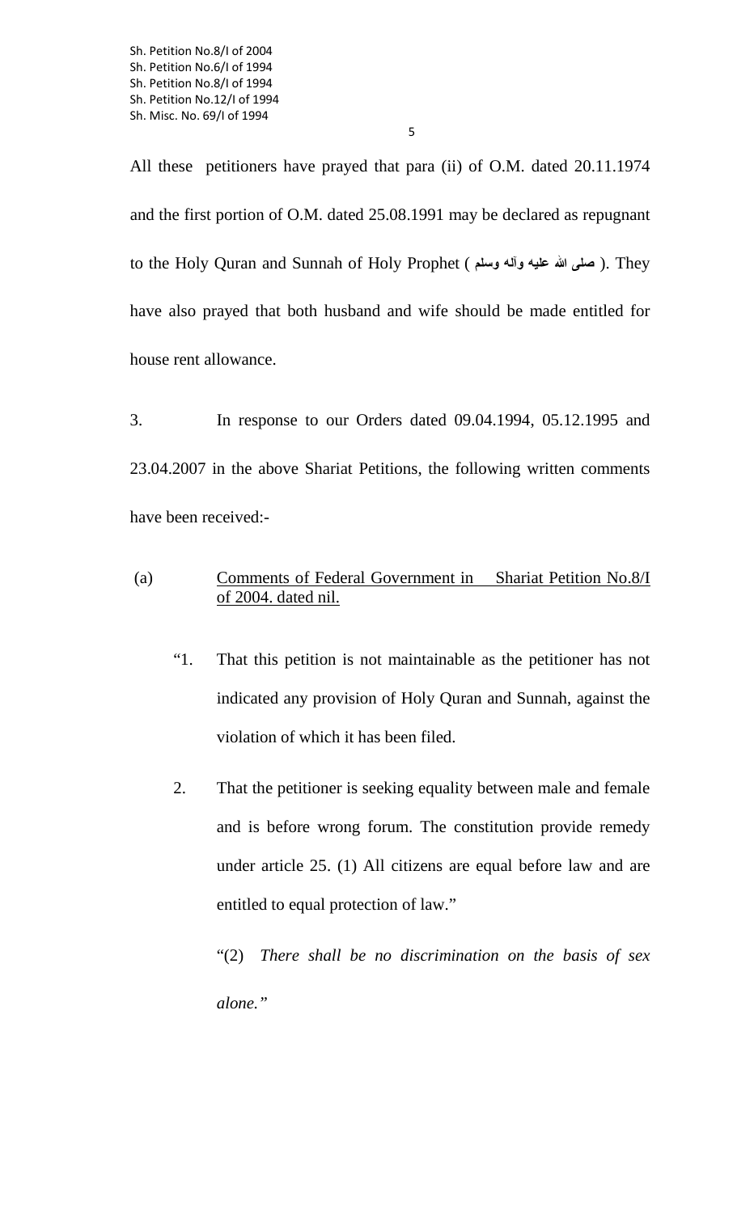All these petitioners have prayed that para (ii) of O.M. dated 20.11.1974 and the first portion of O.M. dated 25.08.1991 may be declared as repugnant to the Holy Quran and Sunnah of Holy Prophet ( صلی اللہ علیہ وآلہ وسلم ). They have also prayed that both husband and wife should be made entitled for house rent allowance.

3. In response to our Orders dated 09.04.1994, 05.12.1995 and 23.04.2007 in the above Shariat Petitions, the following written comments have been received:-

(a) <u>Comments of Federal Government in Shariat Petition No.8/I of 2004. dated nil.</u>

"1. That this petition is not maintainable as the petitioner has not indicated any provision of Holy Quran and Sunnah, against the violation of which it has been filed.

2. That the petitioner is seeking equality between male and female and is before wrong forum. The constitution provide remedy under article 25. (1) All citizens are equal before law and are entitled to equal protection of law."

"(2) *There shall be no discrimination on the basis of sex alone."*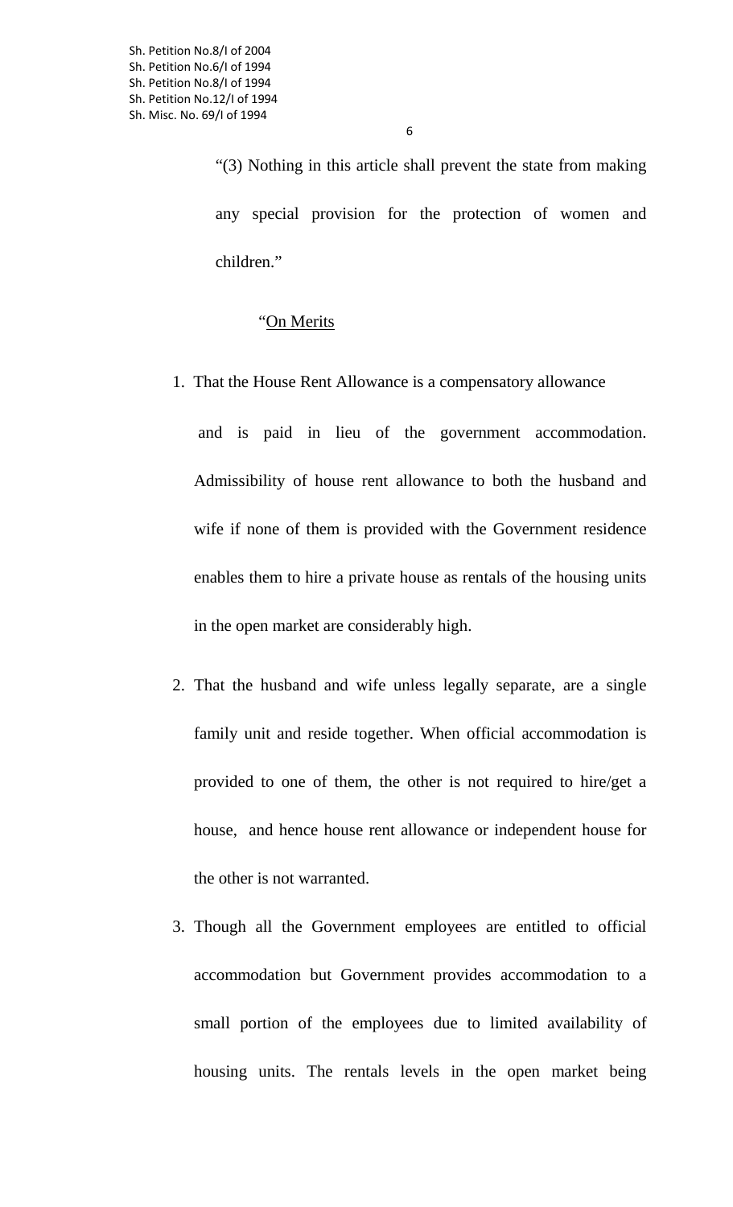"(3) Nothing in this article shall prevent the state from making any special provision for the protection of women and children."

"<u>On Merits</u>

1. That the House Rent Allowance is a compensatory allowance and is paid in lieu of the government accommodation. Admissibility of house rent allowance to both the husband and wife if none of them is provided with the Government residence enables them to hire a private house as rentals of the housing units in the open market are considerably high.

2. That the husband and wife unless legally separate, are a single family unit and reside together. When official accommodation is provided to one of them, the other is not required to hire/get a house, and hence house rent allowance or independent house for the other is not warranted.

3. Though all the Government employees are entitled to official accommodation but Government provides accommodation to a small portion of the employees due to limited availability of housing units. The rentals levels in the open market being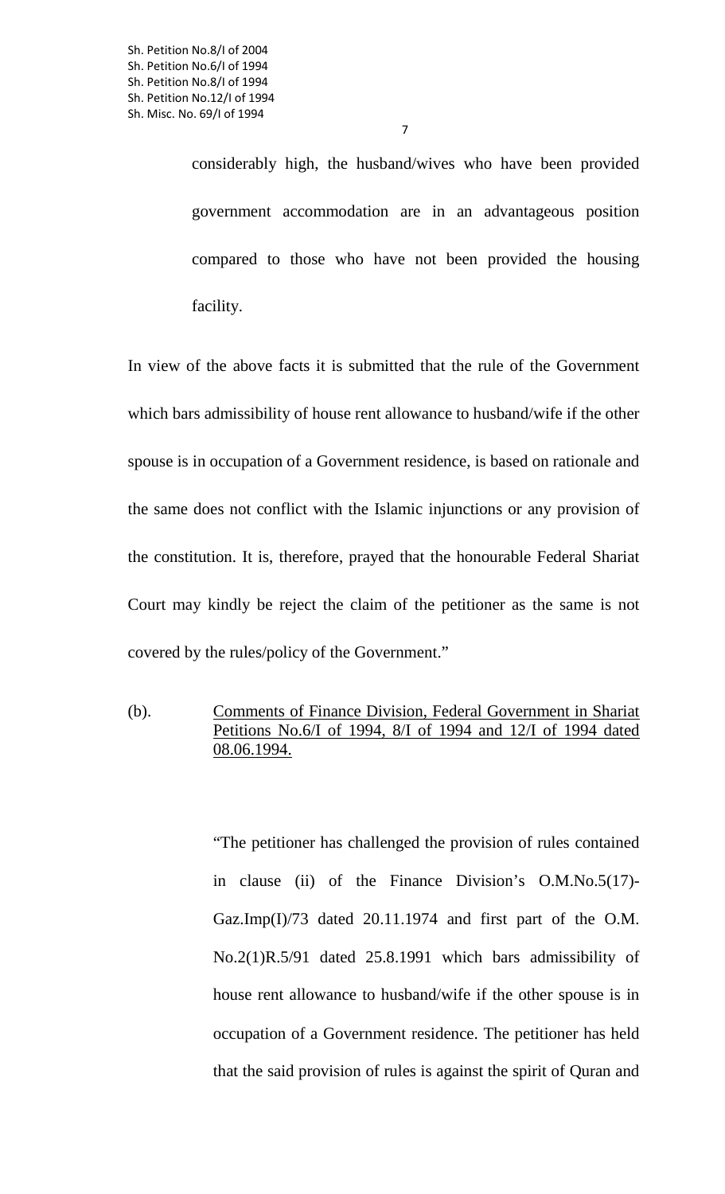considerably high, the husband/wives who have been provided government accommodation are in an advantageous position compared to those who have not been provided the housing facility.

In view of the above facts it is submitted that the rule of the Government which bars admissibility of house rent allowance to husband/wife if the other spouse is in occupation of a Government residence, is based on rationale and the same does not conflict with the Islamic injunctions or any provision of the constitution. It is, therefore, prayed that the honourable Federal Shariat Court may kindly be reject the claim of the petitioner as the same is not covered by the rules/policy of the Government."

(b). <u>Comments of Finance Division, Federal Government in Shariat Petitions No.6/I of 1994, 8/I of 1994 and 12/I of 1994 dated 08.06.1994.</u>

"The petitioner has challenged the provision of rules contained in clause (ii) of the Finance Division's O.M.No.5(17)-Gaz.Imp(I)/73 dated 20.11.1974 and first part of the O.M. No.2(1)R.5/91 dated 25.8.1991 which bars admissibility of house rent allowance to husband/wife if the other spouse is in occupation of a Government residence. The petitioner has held that the said provision of rules is against the spirit of Quran and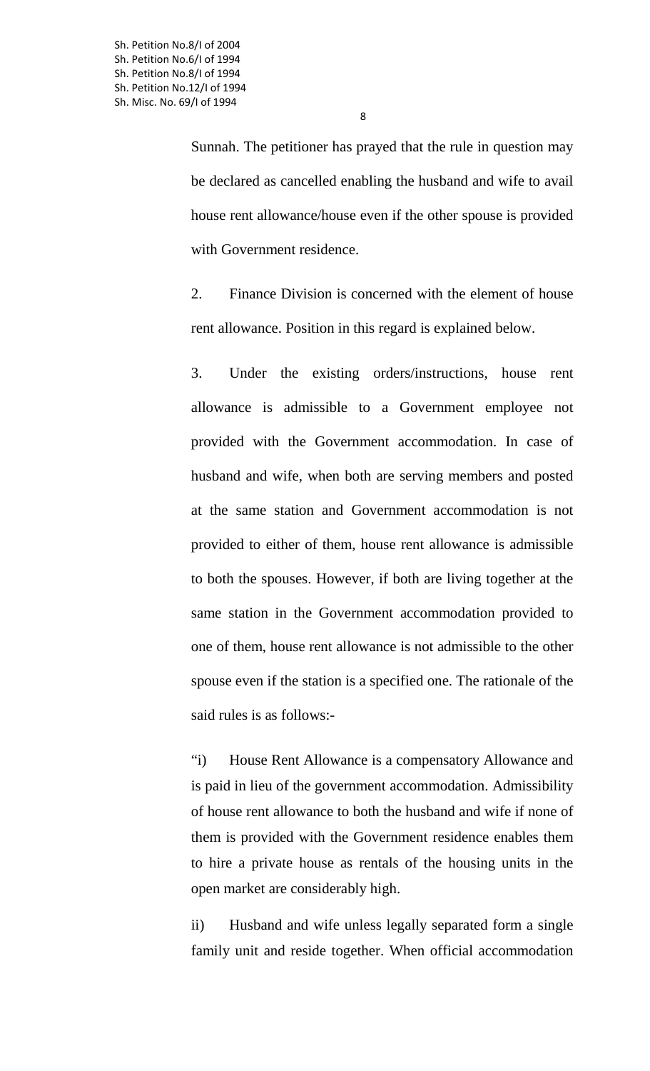Sunnah. The petitioner has prayed that the rule in question may be declared as cancelled enabling the husband and wife to avail house rent allowance/house even if the other spouse is provided with Government residence.

2. Finance Division is concerned with the element of house rent allowance. Position in this regard is explained below.

3. Under the existing orders/instructions, house rent allowance is admissible to a Government employee not provided with the Government accommodation. In case of husband and wife, when both are serving members and posted at the same station and Government accommodation is not provided to either of them, house rent allowance is admissible to both the spouses. However, if both are living together at the same station in the Government accommodation provided to one of them, house rent allowance is not admissible to the other spouse even if the station is a specified one. The rationale of the said rules is as follows:-

"i) House Rent Allowance is a compensatory Allowance and is paid in lieu of the government accommodation. Admissibility of house rent allowance to both the husband and wife if none of them is provided with the Government residence enables them to hire a private house as rentals of the housing units in the open market are considerably high.

ii) Husband and wife unless legally separated form a single family unit and reside together. When official accommodation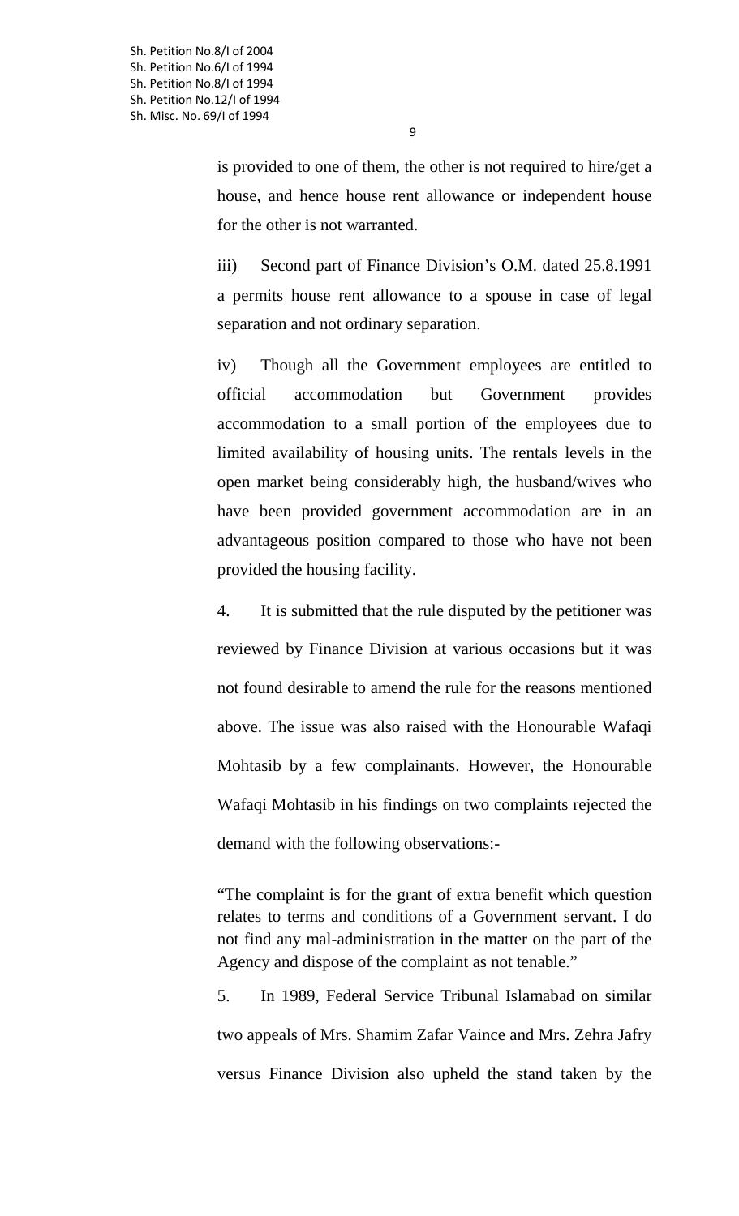is provided to one of them, the other is not required to hire/get a house, and hence house rent allowance or independent house for the other is not warranted.

iii) Second part of Finance Division's O.M. dated 25.8.1991 a permits house rent allowance to a spouse in case of legal separation and not ordinary separation.

iv) Though all the Government employees are entitled to official accommodation but Government provides accommodation to a small portion of the employees due to limited availability of housing units. The rentals levels in the open market being considerably high, the husband/wives who have been provided government accommodation are in an advantageous position compared to those who have not been provided the housing facility.

4. It is submitted that the rule disputed by the petitioner was reviewed by Finance Division at various occasions but it was not found desirable to amend the rule for the reasons mentioned above. The issue was also raised with the Honourable Wafaqi Mohtasib by a few complainants. However, the Honourable Wafaqi Mohtasib in his findings on two complaints rejected the demand with the following observations:-

"The complaint is for the grant of extra benefit which question relates to terms and conditions of a Government servant. I do not find any mal-administration in the matter on the part of the Agency and dispose of the complaint as not tenable."

5. In 1989, Federal Service Tribunal Islamabad on similar two appeals of Mrs. Shamim Zafar Vaince and Mrs. Zehra Jafry versus Finance Division also upheld the stand taken by the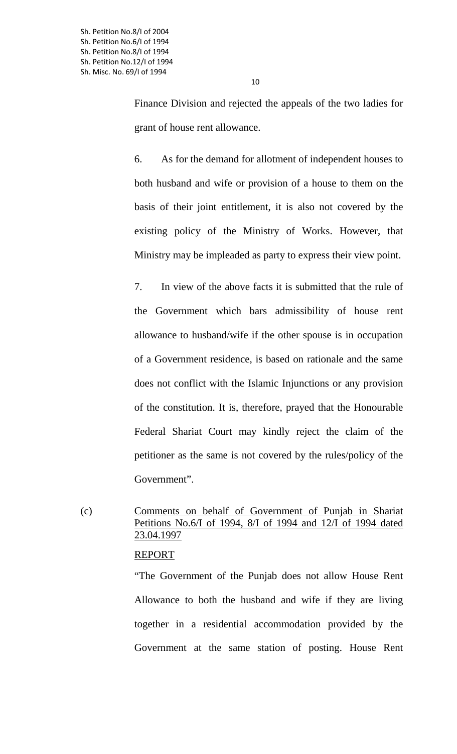Finance Division and rejected the appeals of the two ladies for grant of house rent allowance.

6. As for the demand for allotment of independent houses to both husband and wife or provision of a house to them on the basis of their joint entitlement, it is also not covered by the existing policy of the Ministry of Works. However, that Ministry may be impleaded as party to express their view point.

7. In view of the above facts it is submitted that the rule of the Government which bars admissibility of house rent allowance to husband/wife if the other spouse is in occupation of a Government residence, is based on rationale and the same does not conflict with the Islamic Injunctions or any provision of the constitution. It is, therefore, prayed that the Honourable Federal Shariat Court may kindly reject the claim of the petitioner as the same is not covered by the rules/policy of the Government".

(c) Comments on behalf of Government of Punjab in Shariat Petitions No.6/I of 1994, 8/I of 1994 and 12/I of 1994 dated 23.04.1997

REPORT

"The Government of the Punjab does not allow House Rent Allowance to both the husband and wife if they are living together in a residential accommodation provided by the Government at the same station of posting. House Rent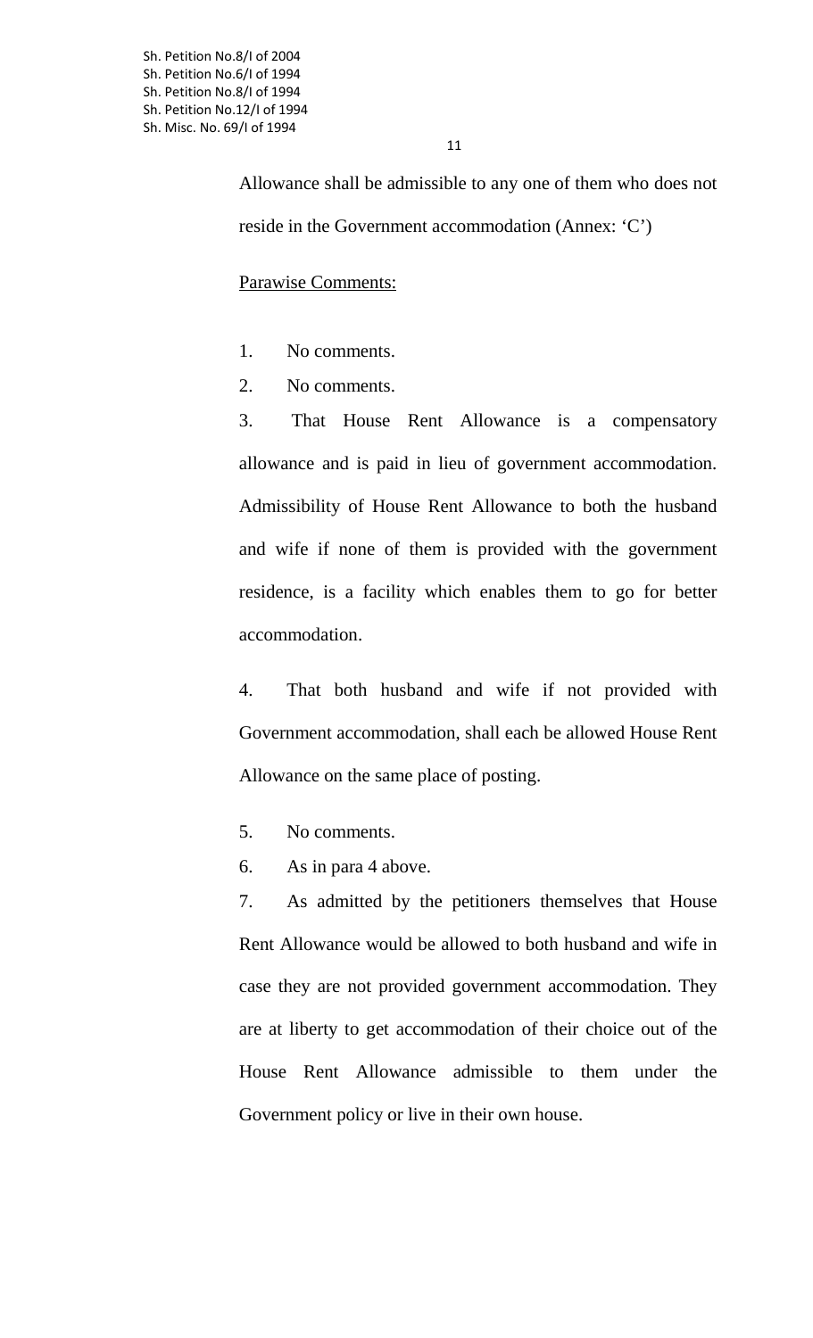Allowance shall be admissible to any one of them who does not reside in the Government accommodation (Annex: 'C')

Parawise Comments:

1. No comments.
2. No comments.
3. That House Rent Allowance is a compensatory allowance and is paid in lieu of government accommodation. Admissibility of House Rent Allowance to both the husband and wife if none of them is provided with the government residence, is a facility which enables them to go for better accommodation.
4. That both husband and wife if not provided with Government accommodation, shall each be allowed House Rent Allowance on the same place of posting.
5. No comments.
6. As in para 4 above.
7. As admitted by the petitioners themselves that House Rent Allowance would be allowed to both husband and wife in case they are not provided government accommodation. They are at liberty to get accommodation of their choice out of the House Rent Allowance admissible to them under the Government policy or live in their own house.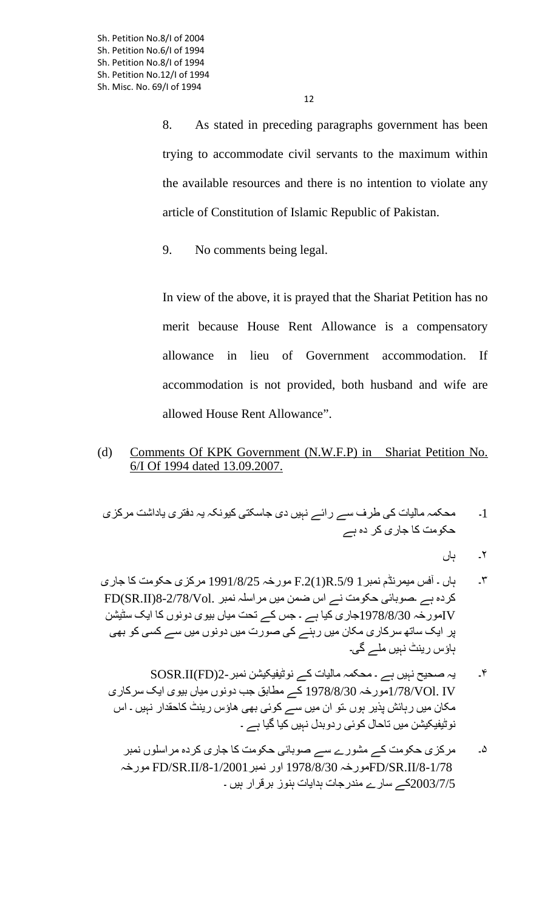8. As stated in preceding paragraphs government has been trying to accommodate civil servants to the maximum within the available resources and there is no intention to violate any article of Constitution of Islamic Republic of Pakistan.

9. No comments being legal.

In view of the above, it is prayed that the Shariat Petition has no merit because House Rent Allowance is a compensatory allowance in lieu of Government accommodation. If accommodation is not provided, both husband and wife are allowed House Rent Allowance".

(d) Comments Of KPK Government (N.W.F.P) in Shariat Petition No. 6/I Of 1994 dated 13.09.2007.

-1 محکمہ مالیات کی طرف سے رائے نہیں دی جاسکتی کیونکہ یہ دفتری یاداشت مرکزی حکومت کا جاری کر دہ ہے

-۲ ہاں

-۳ ہاں ۔ آفس میمرنڈم نمبر1 F.2(1)R.5/9 مورخہ 1991/8/25 مرکزی حکومت کا جاری کردہ ہے ۔صوبائی حکومت نے اس ضمن میں مراسلہ نمبر .FD(SR.II)8-2/78/Vol IVمورخہ 1978/8/30جاری کیا ہے ۔ جس کے تحت میاں بیوی دونوں کا ایک سٹیشن پر ایک ساتھ سرکاری مکان میں رہنے کی صورت میں دونوں میں سے کسی کو بھی ہاؤس رینٹ نہیں ملے گی۔

-۴ یہ صحیح نہیں ہے ۔ محکمہ مالیات کے نوٹیفکیشن نمبر-SOSR.II(FD)2 1/78/VOl. IVمورخہ 1978/8/30 کے مطابق جب دونوں میاں بیوی ایک سرکاری مکان میں رہائش پذیر ہوں ۔تو ان میں سے کوئی بھی ہاؤس رینٹ کاحقدار نہیں ۔ اس نوٹیفکیشن میں تاحال کوئی ردوبدل نہیں کیا گیا ہے ۔

-۵ مرکزی حکومت کے مشورے سے صوبائی حکومت کا جاری کردہ مراسلوں نمبر FD/SR.II/8-1/78مورخہ 1978/8/30 اور نمبرFD/SR.II/8-1/2001 مورخہ 2003/7/5کے سارے مندرجات ہدایات ہنوز برقرار ہیں ۔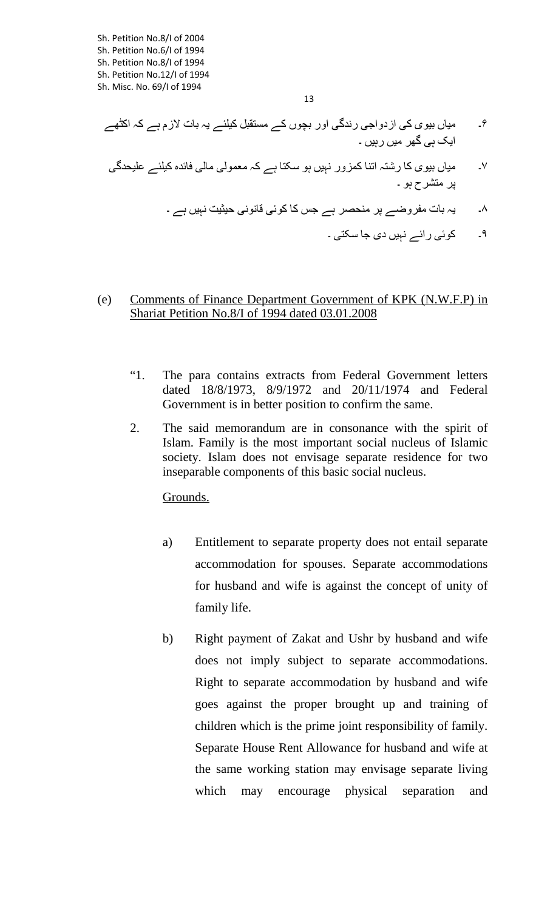۶۔ میاں بیوی کی ازدواجی زندگی اور بچوں کے مستقبل کیلئے یہ بات لازم ہے کہ اکٹھے ایک ہی گھر میں رہیں ۔

۷۔ میاں بیوی کا رشتہ اتنا کمزور نہیں ہو سکتا ہے کہ معمولی مالی فائدہ کیلئے علیحدگی پر متشرح ہو ۔

۸۔ یہ بات مفروضے پر منحصر ہے جس کا کوئی قانونی حیثیت نہیں ہے ۔

۹۔ کوئی رائے نہیں دی جا سکتی ۔

(e) Comments of Finance Department Government of KPK (N.W.F.P) in Shariat Petition No.8/I of 1994 dated 03.01.2008

"1. The para contains extracts from Federal Government letters dated 18/8/1973, 8/9/1972 and 20/11/1974 and Federal Government is in better position to confirm the same.

2. The said memorandum are in consonance with the spirit of Islam. Family is the most important social nucleus of Islamic society. Islam does not envisage separate residence for two inseparable components of this basic social nucleus.

Grounds.

a) Entitlement to separate property does not entail separate accommodation for spouses. Separate accommodations for husband and wife is against the concept of unity of family life.

b) Right payment of Zakat and Ushr by husband and wife does not imply subject to separate accommodations. Right to separate accommodation by husband and wife goes against the proper brought up and training of children which is the prime joint responsibility of family. Separate House Rent Allowance for husband and wife at the same working station may envisage separate living which may encourage physical separation and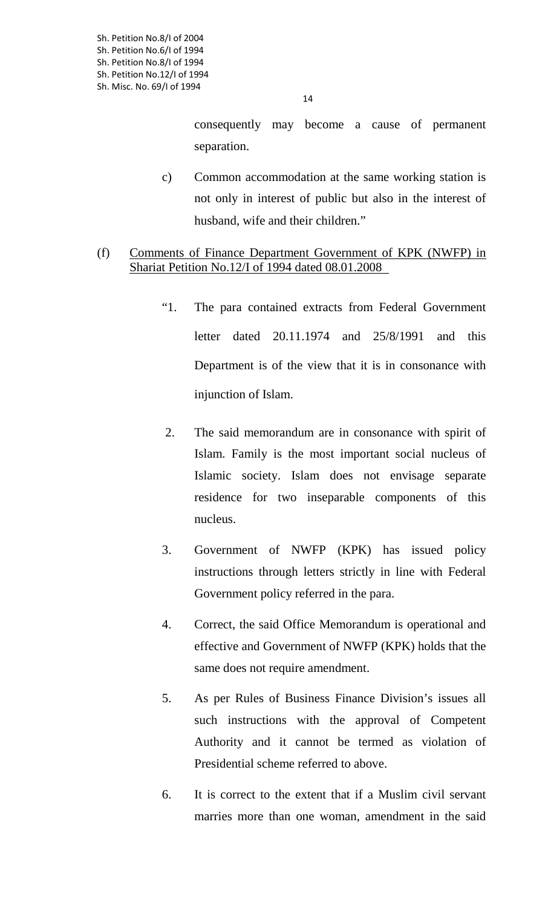consequently may become a cause of permanent separation.

c) Common accommodation at the same working station is not only in interest of public but also in the interest of husband, wife and their children."

(f) <u>Comments of Finance Department Government of KPK (NWFP) in Shariat Petition No.12/I of 1994 dated 08.01.2008</u>

"1. The para contained extracts from Federal Government letter dated 20.11.1974 and 25/8/1991 and this Department is of the view that it is in consonance with injunction of Islam.

2. The said memorandum are in consonance with spirit of Islam. Family is the most important social nucleus of Islamic society. Islam does not envisage separate residence for two inseparable components of this nucleus.

3. Government of NWFP (KPK) has issued policy instructions through letters strictly in line with Federal Government policy referred in the para.

4. Correct, the said Office Memorandum is operational and effective and Government of NWFP (KPK) holds that the same does not require amendment.

5. As per Rules of Business Finance Division's issues all such instructions with the approval of Competent Authority and it cannot be termed as violation of Presidential scheme referred to above.

6. It is correct to the extent that if a Muslim civil servant marries more than one woman, amendment in the said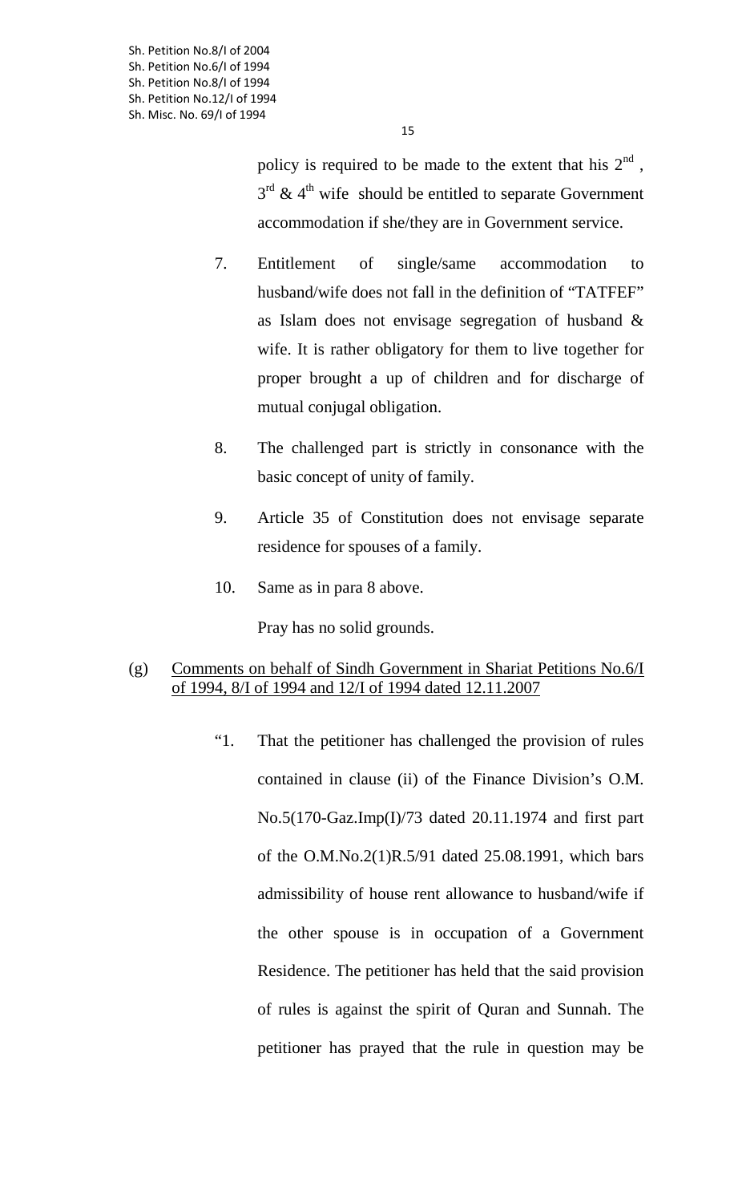policy is required to be made to the extent that his 2nd, 3rd & 4th wife should be entitled to separate Government accommodation if she/they are in Government service.

7. Entitlement of single/same accommodation to husband/wife does not fall in the definition of "TATFEF" as Islam does not envisage segregation of husband & wife. It is rather obligatory for them to live together for proper brought a up of children and for discharge of mutual conjugal obligation.

8. The challenged part is strictly in consonance with the basic concept of unity of family.

9. Article 35 of Constitution does not envisage separate residence for spouses of a family.

10. Same as in para 8 above.

Pray has no solid grounds.

(g) <u>Comments on behalf of Sindh Government in Shariat Petitions No.6/I of 1994, 8/I of 1994 and 12/I of 1994 dated 12.11.2007</u>

"1. That the petitioner has challenged the provision of rules contained in clause (ii) of the Finance Division's O.M. No.5(170-Gaz.Imp(I)/73 dated 20.11.1974 and first part of the O.M.No.2(1)R.5/91 dated 25.08.1991, which bars admissibility of house rent allowance to husband/wife if the other spouse is in occupation of a Government Residence. The petitioner has held that the said provision of rules is against the spirit of Quran and Sunnah. The petitioner has prayed that the rule in question may be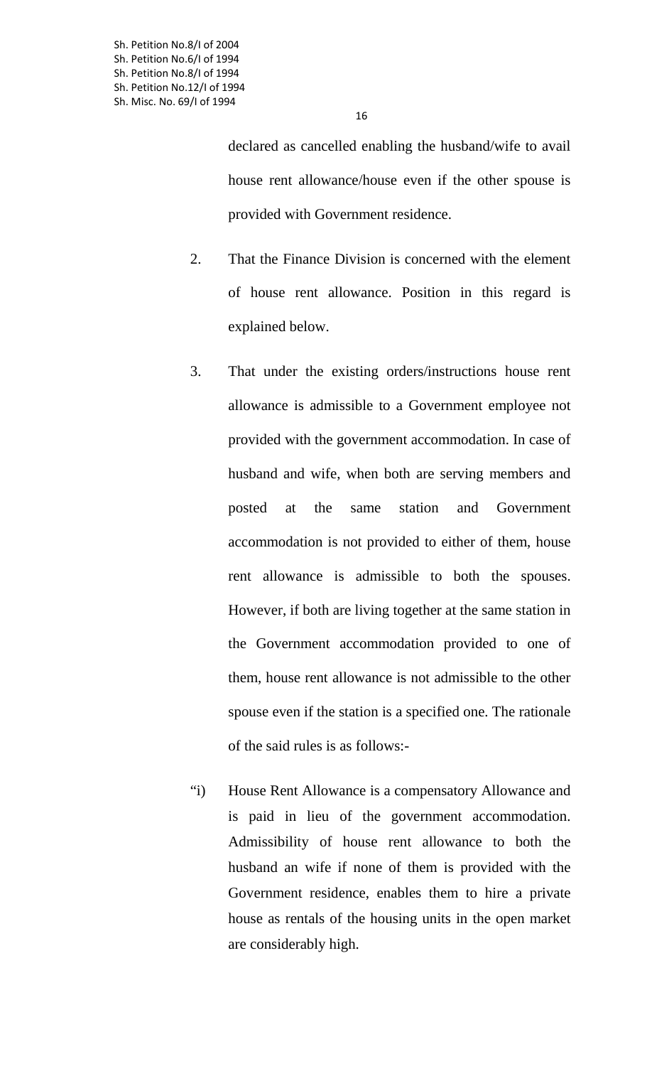declared as cancelled enabling the husband/wife to avail house rent allowance/house even if the other spouse is provided with Government residence.

2. That the Finance Division is concerned with the element of house rent allowance. Position in this regard is explained below.

3. That under the existing orders/instructions house rent allowance is admissible to a Government employee not provided with the government accommodation. In case of husband and wife, when both are serving members and posted at the same station and Government accommodation is not provided to either of them, house rent allowance is admissible to both the spouses. However, if both are living together at the same station in the Government accommodation provided to one of them, house rent allowance is not admissible to the other spouse even if the station is a specified one. The rationale of the said rules is as follows:-

"i) House Rent Allowance is a compensatory Allowance and is paid in lieu of the government accommodation. Admissibility of house rent allowance to both the husband an wife if none of them is provided with the Government residence, enables them to hire a private house as rentals of the housing units in the open market are considerably high.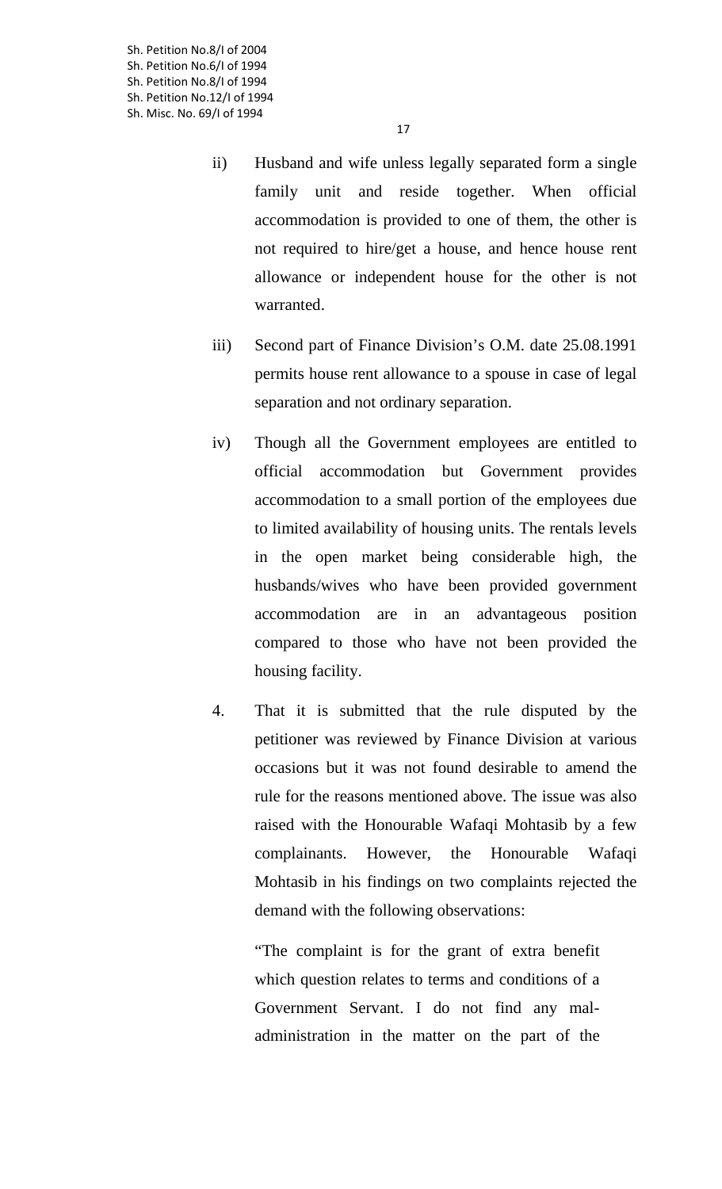ii) Husband and wife unless legally separated form a single family unit and reside together. When official accommodation is provided to one of them, the other is not required to hire/get a house, and hence house rent allowance or independent house for the other is not warranted.

iii) Second part of Finance Division's O.M. date 25.08.1991 permits house rent allowance to a spouse in case of legal separation and not ordinary separation.

iv) Though all the Government employees are entitled to official accommodation but Government provides accommodation to a small portion of the employees due to limited availability of housing units. The rentals levels in the open market being considerable high, the husbands/wives who have been provided government accommodation are in an advantageous position compared to those who have not been provided the housing facility.

4. That it is submitted that the rule disputed by the petitioner was reviewed by Finance Division at various occasions but it was not found desirable to amend the rule for the reasons mentioned above. The issue was also raised with the Honourable Wafaqi Mohtasib by a few complainants. However, the Honourable Wafaqi Mohtasib in his findings on two complaints rejected the demand with the following observations:

"The complaint is for the grant of extra benefit which question relates to terms and conditions of a Government Servant. I do not find any mal-administration in the matter on the part of the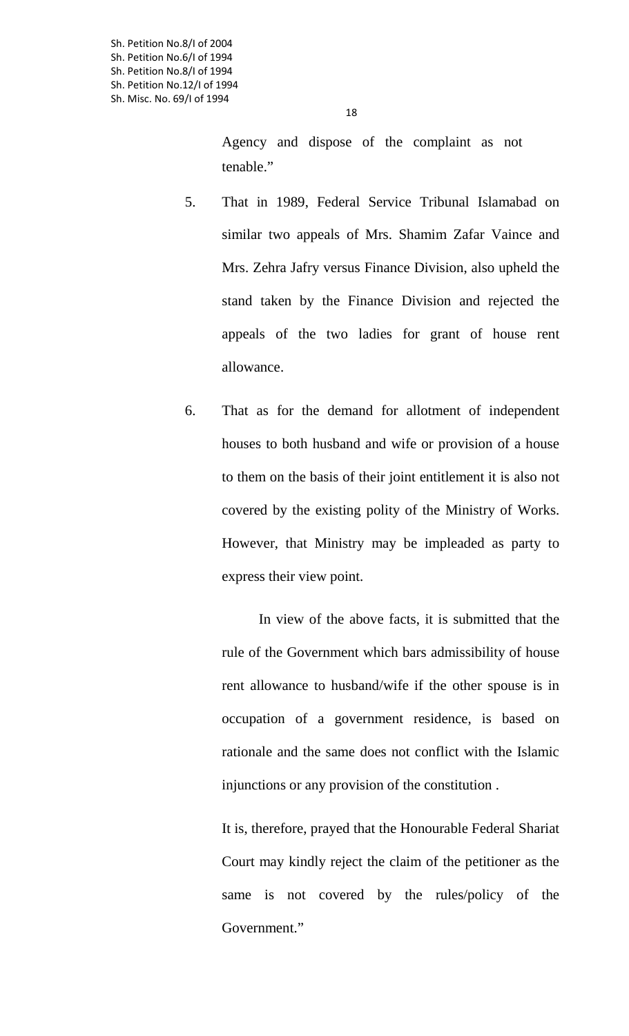Agency and dispose of the complaint as not tenable."

5. That in 1989, Federal Service Tribunal Islamabad on similar two appeals of Mrs. Shamim Zafar Vaince and Mrs. Zehra Jafry versus Finance Division, also upheld the stand taken by the Finance Division and rejected the appeals of the two ladies for grant of house rent allowance.

6. That as for the demand for allotment of independent houses to both husband and wife or provision of a house to them on the basis of their joint entitlement it is also not covered by the existing polity of the Ministry of Works. However, that Ministry may be impleaded as party to express their view point.

In view of the above facts, it is submitted that the rule of the Government which bars admissibility of house rent allowance to husband/wife if the other spouse is in occupation of a government residence, is based on rationale and the same does not conflict with the Islamic injunctions or any provision of the constitution .

It is, therefore, prayed that the Honourable Federal Shariat Court may kindly reject the claim of the petitioner as the same is not covered by the rules/policy of the Government."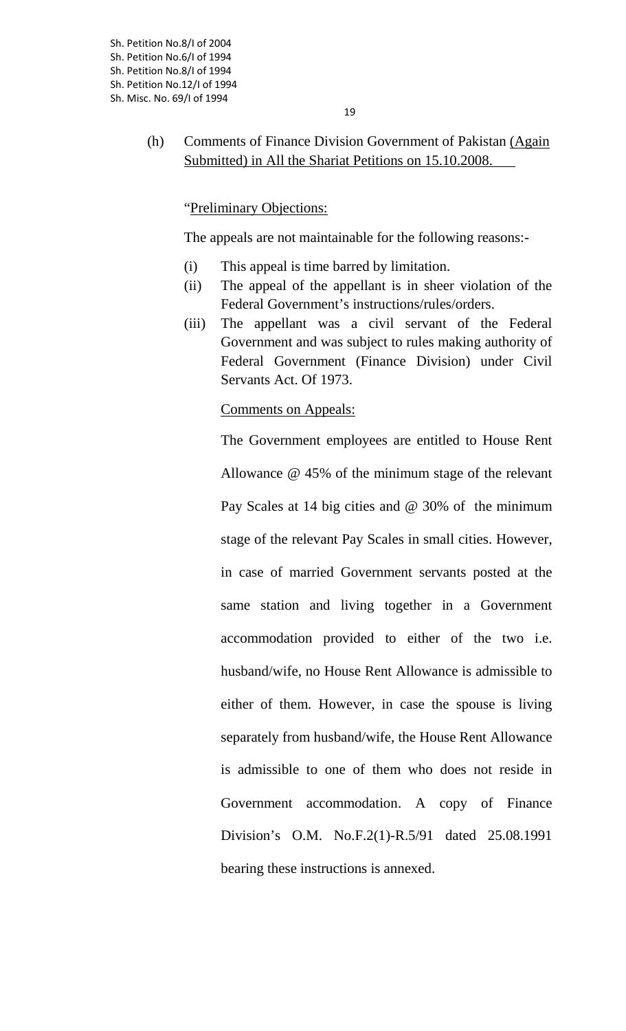(h) Comments of Finance Division Government of Pakistan <u>(Again Submitted) in All the Shariat Petitions on 15.10.2008.</u>

"<u>Preliminary Objections:</u>

The appeals are not maintainable for the following reasons:-

(i) This appeal is time barred by limitation.

(ii) The appeal of the appellant is in sheer violation of the Federal Government's instructions/rules/orders.

(iii) The appellant was a civil servant of the Federal Government and was subject to rules making authority of Federal Government (Finance Division) under Civil Servants Act. Of 1973.

<u>Comments on Appeals:</u>

The Government employees are entitled to House Rent Allowance @ 45% of the minimum stage of the relevant Pay Scales at 14 big cities and @ 30% of the minimum stage of the relevant Pay Scales in small cities. However, in case of married Government servants posted at the same station and living together in a Government accommodation provided to either of the two i.e. husband/wife, no House Rent Allowance is admissible to either of them. However, in case the spouse is living separately from husband/wife, the House Rent Allowance is admissible to one of them who does not reside in Government accommodation. A copy of Finance Division's O.M. No.F.2(1)-R.5/91 dated 25.08.1991 bearing these instructions is annexed.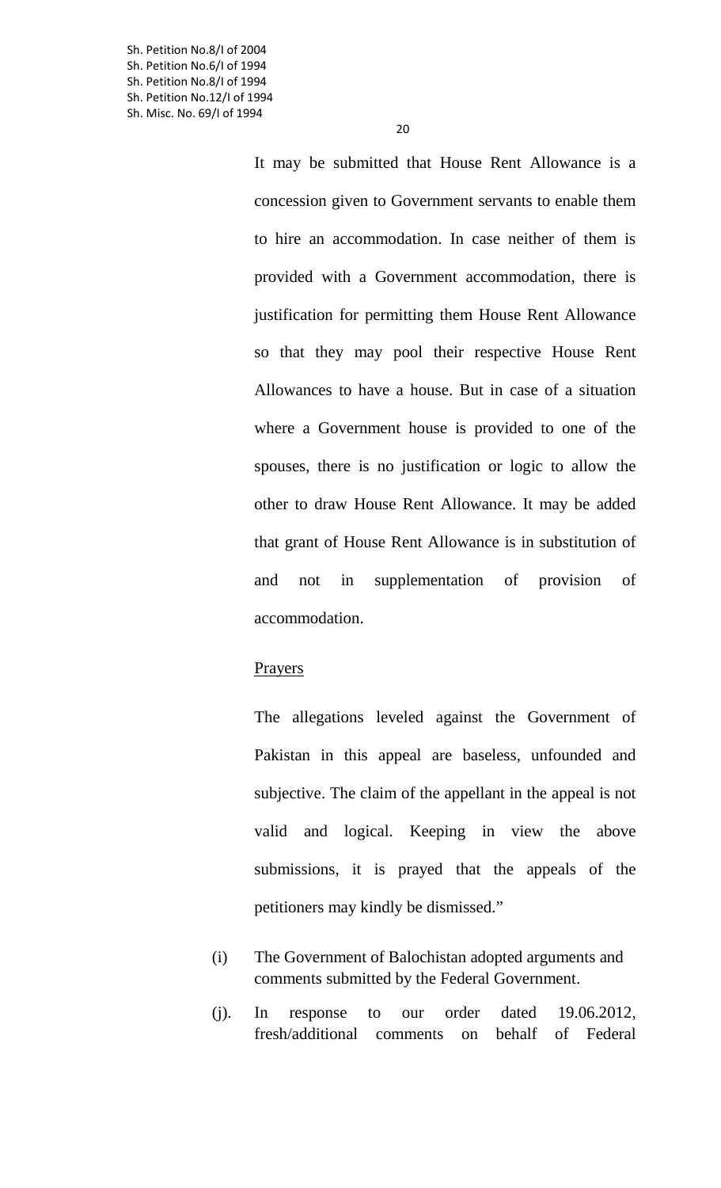It may be submitted that House Rent Allowance is a concession given to Government servants to enable them to hire an accommodation. In case neither of them is provided with a Government accommodation, there is justification for permitting them House Rent Allowance so that they may pool their respective House Rent Allowances to have a house. But in case of a situation where a Government house is provided to one of the spouses, there is no justification or logic to allow the other to draw House Rent Allowance. It may be added that grant of House Rent Allowance is in substitution of and not in supplementation of provision of accommodation.

Prayers

The allegations leveled against the Government of Pakistan in this appeal are baseless, unfounded and subjective. The claim of the appellant in the appeal is not valid and logical. Keeping in view the above submissions, it is prayed that the appeals of the petitioners may kindly be dismissed."

(i) The Government of Balochistan adopted arguments and comments submitted by the Federal Government.

(j). In response to our order dated 19.06.2012, fresh/additional comments on behalf of Federal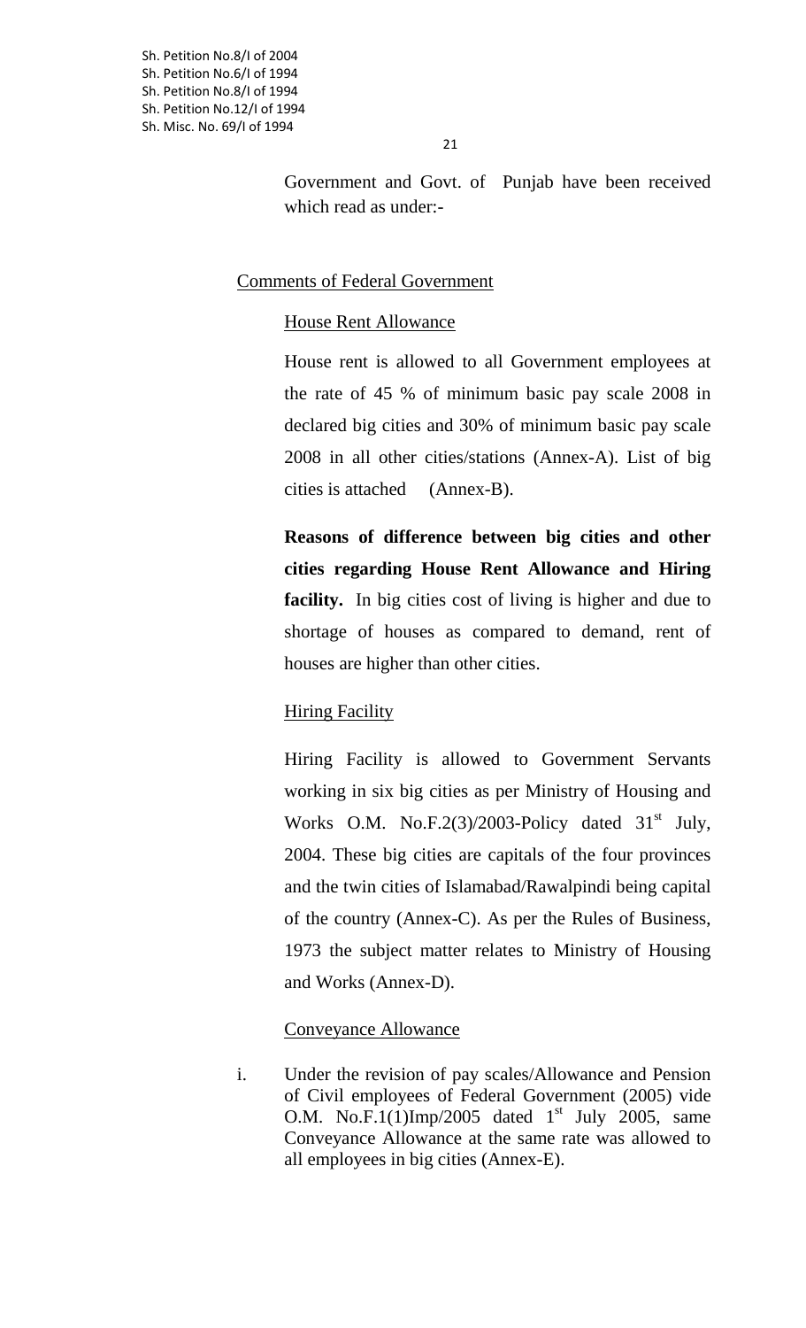Government and Govt. of Punjab have been received which read as under:-

Comments of Federal Government

House Rent Allowance

House rent is allowed to all Government employees at the rate of 45 % of minimum basic pay scale 2008 in declared big cities and 30% of minimum basic pay scale 2008 in all other cities/stations (Annex-A). List of big cities is attached (Annex-B).

**Reasons of difference between big cities and other cities regarding House Rent Allowance and Hiring facility.** In big cities cost of living is higher and due to shortage of houses as compared to demand, rent of houses are higher than other cities.

Hiring Facility

Hiring Facility is allowed to Government Servants working in six big cities as per Ministry of Housing and Works O.M. No.F.2(3)/2003-Policy dated 31st July, 2004. These big cities are capitals of the four provinces and the twin cities of Islamabad/Rawalpindi being capital of the country (Annex-C). As per the Rules of Business, 1973 the subject matter relates to Ministry of Housing and Works (Annex-D).

Conveyance Allowance

i. Under the revision of pay scales/Allowance and Pension of Civil employees of Federal Government (2005) vide O.M. No.F.1(1)Imp/2005 dated 1st July 2005, same Conveyance Allowance at the same rate was allowed to all employees in big cities (Annex-E).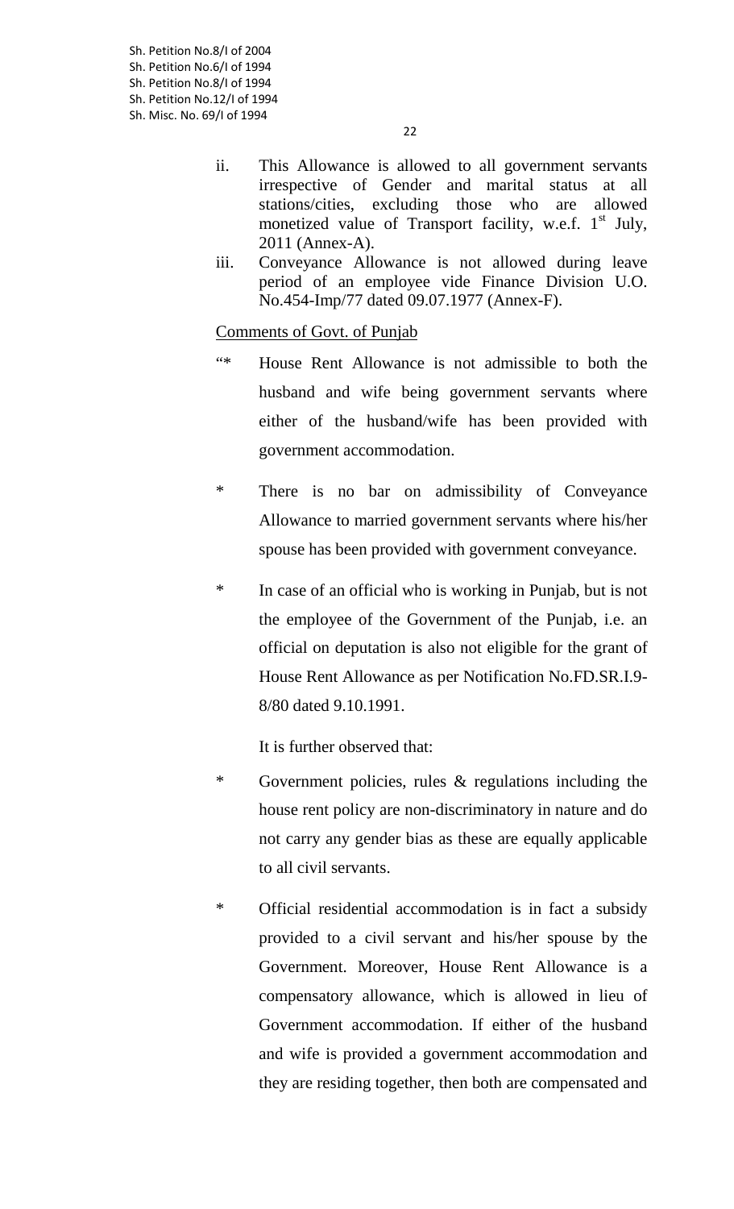ii. This Allowance is allowed to all government servants irrespective of Gender and marital status at all stations/cities, excluding those who are allowed monetized value of Transport facility, w.e.f. 1st July, 2011 (Annex-A).

iii. Conveyance Allowance is not allowed during leave period of an employee vide Finance Division U.O. No.454-Imp/77 dated 09.07.1977 (Annex-F).

Comments of Govt. of Punjab

"* House Rent Allowance is not admissible to both the husband and wife being government servants where either of the husband/wife has been provided with government accommodation.

\* There is no bar on admissibility of Conveyance Allowance to married government servants where his/her spouse has been provided with government conveyance.

\* In case of an official who is working in Punjab, but is not the employee of the Government of the Punjab, i.e. an official on deputation is also not eligible for the grant of House Rent Allowance as per Notification No.FD.SR.I.9-8/80 dated 9.10.1991.

It is further observed that:

\* Government policies, rules & regulations including the house rent policy are non-discriminatory in nature and do not carry any gender bias as these are equally applicable to all civil servants.

\* Official residential accommodation is in fact a subsidy provided to a civil servant and his/her spouse by the Government. Moreover, House Rent Allowance is a compensatory allowance, which is allowed in lieu of Government accommodation. If either of the husband and wife is provided a government accommodation and they are residing together, then both are compensated and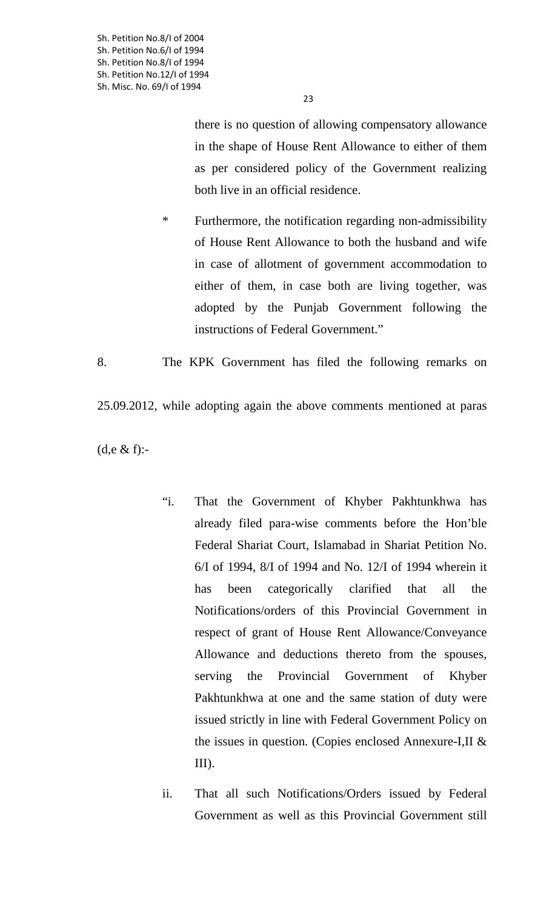there is no question of allowing compensatory allowance in the shape of House Rent Allowance to either of them as per considered policy of the Government realizing both live in an official residence.

\* Furthermore, the notification regarding non-admissibility of House Rent Allowance to both the husband and wife in case of allotment of government accommodation to either of them, in case both are living together, was adopted by the Punjab Government following the instructions of Federal Government."

8. The KPK Government has filed the following remarks on 25.09.2012, while adopting again the above comments mentioned at paras (d,e & f):-

> "i. That the Government of Khyber Pakhtunkhwa has already filed para-wise comments before the Hon'ble Federal Shariat Court, Islamabad in Shariat Petition No. 6/I of 1994, 8/I of 1994 and No. 12/I of 1994 wherein it has been categorically clarified that all the Notifications/orders of this Provincial Government in respect of grant of House Rent Allowance/Conveyance Allowance and deductions thereto from the spouses, serving the Provincial Government of Khyber Pakhtunkhwa at one and the same station of duty were issued strictly in line with Federal Government Policy on the issues in question. (Copies enclosed Annexure-I,II & III).
>
> ii. That all such Notifications/Orders issued by Federal Government as well as this Provincial Government still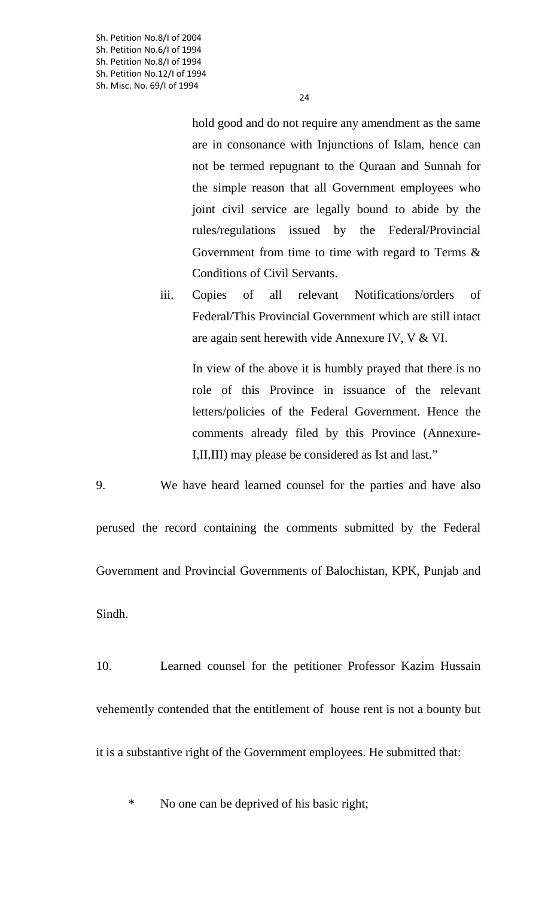hold good and do not require any amendment as the same are in consonance with Injunctions of Islam, hence can not be termed repugnant to the Quraan and Sunnah for the simple reason that all Government employees who joint civil service are legally bound to abide by the rules/regulations issued by the Federal/Provincial Government from time to time with regard to Terms & Conditions of Civil Servants.

iii. Copies of all relevant Notifications/orders of Federal/This Provincial Government which are still intact are again sent herewith vide Annexure IV, V & VI.

In view of the above it is humbly prayed that there is no role of this Province in issuance of the relevant letters/policies of the Federal Government. Hence the comments already filed by this Province (Annexure-I,II,III) may please be considered as Ist and last."

9. We have heard learned counsel for the parties and have also perused the record containing the comments submitted by the Federal Government and Provincial Governments of Balochistan, KPK, Punjab and Sindh.

10. Learned counsel for the petitioner Professor Kazim Hussain vehemently contended that the entitlement of house rent is not a bounty but it is a substantive right of the Government employees. He submitted that:

* No one can be deprived of his basic right;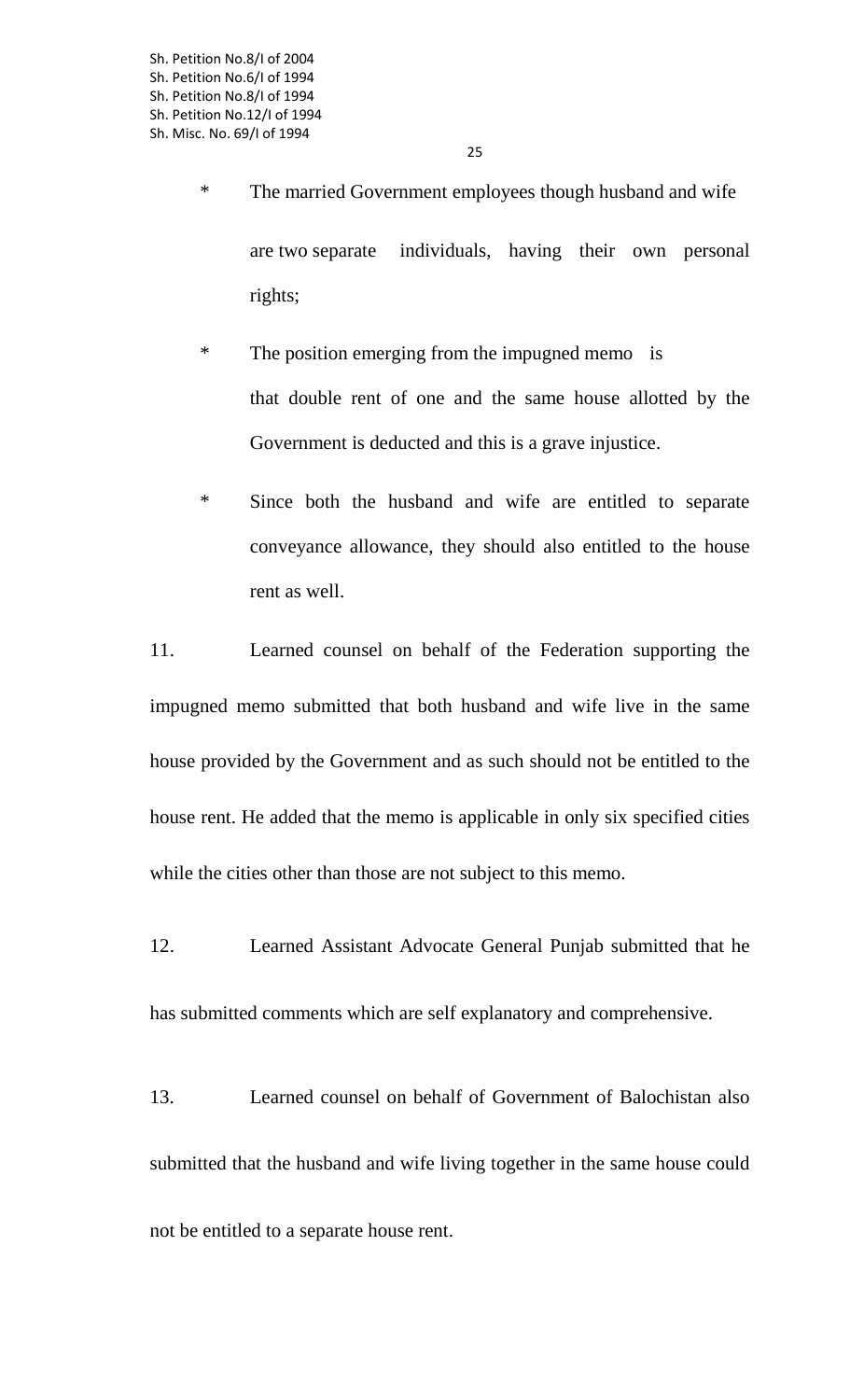* The married Government employees though husband and wife are two separate individuals, having their own personal rights;

* The position emerging from the impugned memo is that double rent of one and the same house allotted by the Government is deducted and this is a grave injustice.

* Since both the husband and wife are entitled to separate conveyance allowance, they should also entitled to the house rent as well.

11. Learned counsel on behalf of the Federation supporting the impugned memo submitted that both husband and wife live in the same house provided by the Government and as such should not be entitled to the house rent. He added that the memo is applicable in only six specified cities while the cities other than those are not subject to this memo.

12. Learned Assistant Advocate General Punjab submitted that he has submitted comments which are self explanatory and comprehensive.

13. Learned counsel on behalf of Government of Balochistan also submitted that the husband and wife living together in the same house could not be entitled to a separate house rent.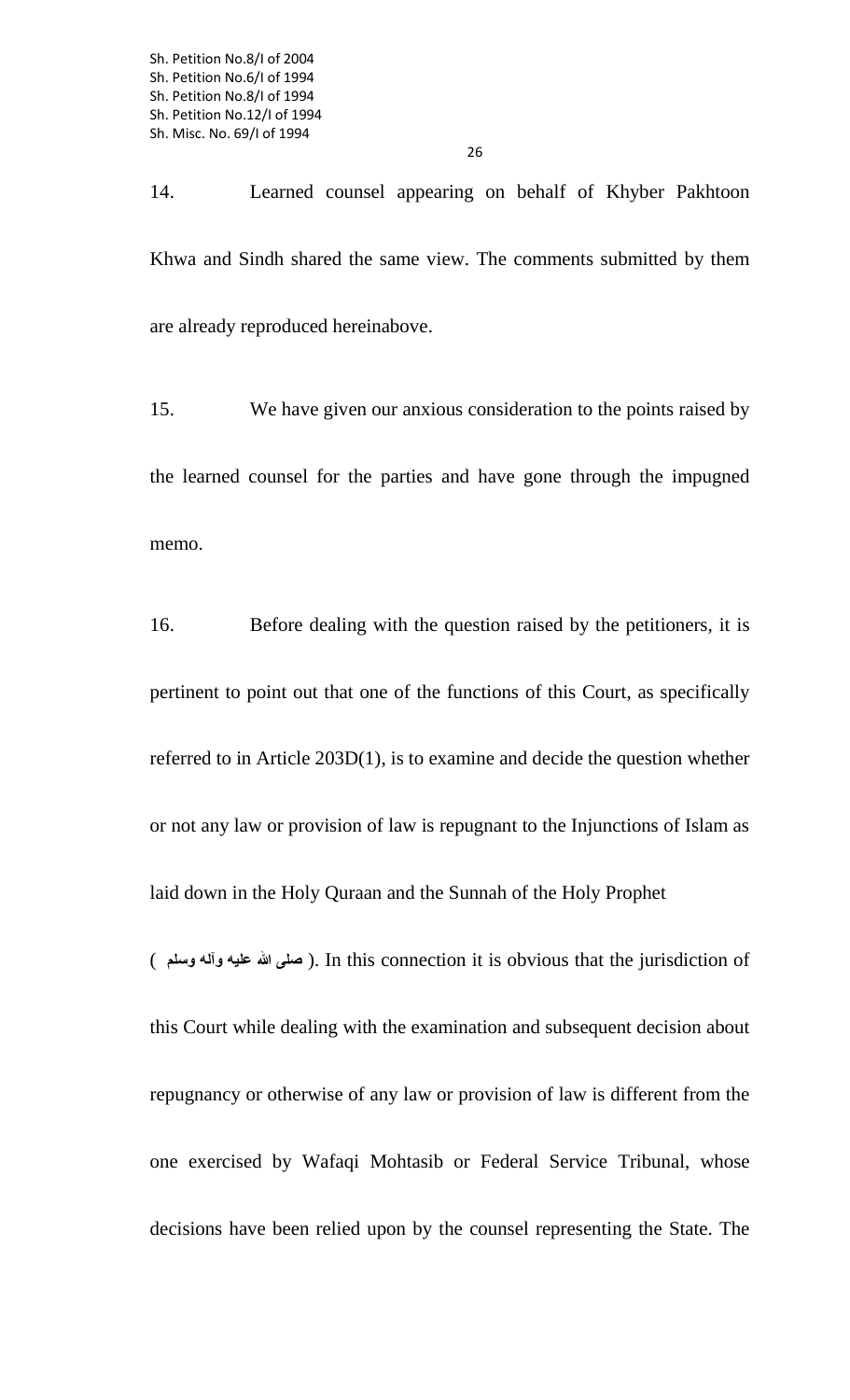14. Learned counsel appearing on behalf of Khyber Pakhtoon Khwa and Sindh shared the same view. The comments submitted by them are already reproduced hereinabove.

15. We have given our anxious consideration to the points raised by the learned counsel for the parties and have gone through the impugned memo.

16. Before dealing with the question raised by the petitioners, it is pertinent to point out that one of the functions of this Court, as specifically referred to in Article 203D(1), is to examine and decide the question whether or not any law or provision of law is repugnant to the Injunctions of Islam as laid down in the Holy Quraan and the Sunnah of the Holy Prophet (صلی اللہ علیہ وآلہ وسلم). In this connection it is obvious that the jurisdiction of this Court while dealing with the examination and subsequent decision about repugnancy or otherwise of any law or provision of law is different from the one exercised by Wafaqi Mohtasib or Federal Service Tribunal, whose decisions have been relied upon by the counsel representing the State. The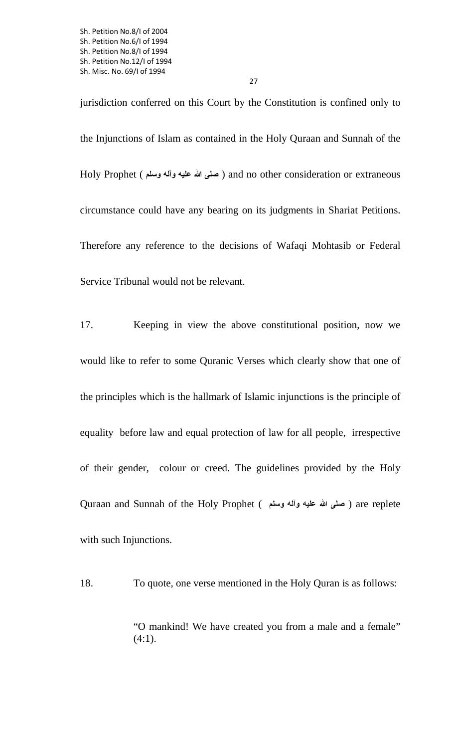jurisdiction conferred on this Court by the Constitution is confined only to the Injunctions of Islam as contained in the Holy Quraan and Sunnah of the Holy Prophet ( صلی اللہ علیہ وآلہ وسلم ) and no other consideration or extraneous circumstance could have any bearing on its judgments in Shariat Petitions. Therefore any reference to the decisions of Wafaqi Mohtasib or Federal Service Tribunal would not be relevant.

17. Keeping in view the above constitutional position, now we would like to refer to some Quranic Verses which clearly show that one of the principles which is the hallmark of Islamic injunctions is the principle of equality before law and equal protection of law for all people, irrespective of their gender, colour or creed. The guidelines provided by the Holy Quraan and Sunnah of the Holy Prophet ( صلی اللہ علیہ وآلہ وسلم ) are replete with such Injunctions.

18. To quote, one verse mentioned in the Holy Quran is as follows:

> "O mankind! We have created you from a male and a female" (4:1).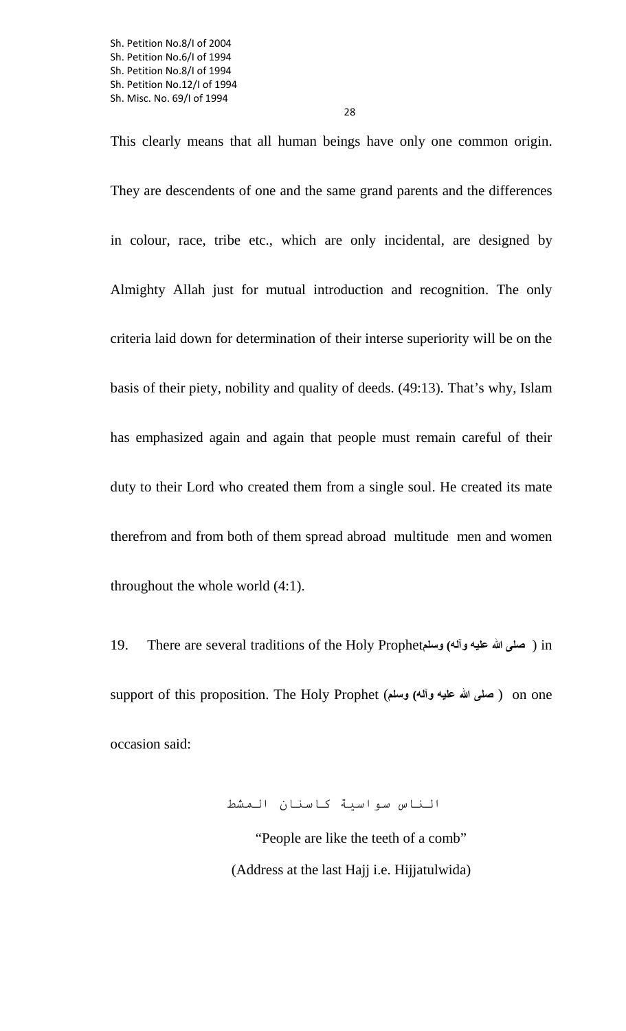This clearly means that all human beings have only one common origin. They are descendents of one and the same grand parents and the differences in colour, race, tribe etc., which are only incidental, are designed by Almighty Allah just for mutual introduction and recognition. The only criteria laid down for determination of their interse superiority will be on the basis of their piety, nobility and quality of deeds. (49:13). That's why, Islam has emphasized again and again that people must remain careful of their duty to their Lord who created them from a single soul. He created its mate therefrom and from both of them spread abroad multitude men and women throughout the whole world (4:1).

19. There are several traditions of the Holy Prophet( صلی اللہ علیہ وآلہ وسلم ) in support of this proposition. The Holy Prophet ( صلی اللہ علیہ وآلہ وسلم ) on one occasion said:

الناس سواسية كاسنان المشط

"People are like the teeth of a comb"

(Address at the last Hajj i.e. Hijjatulwida)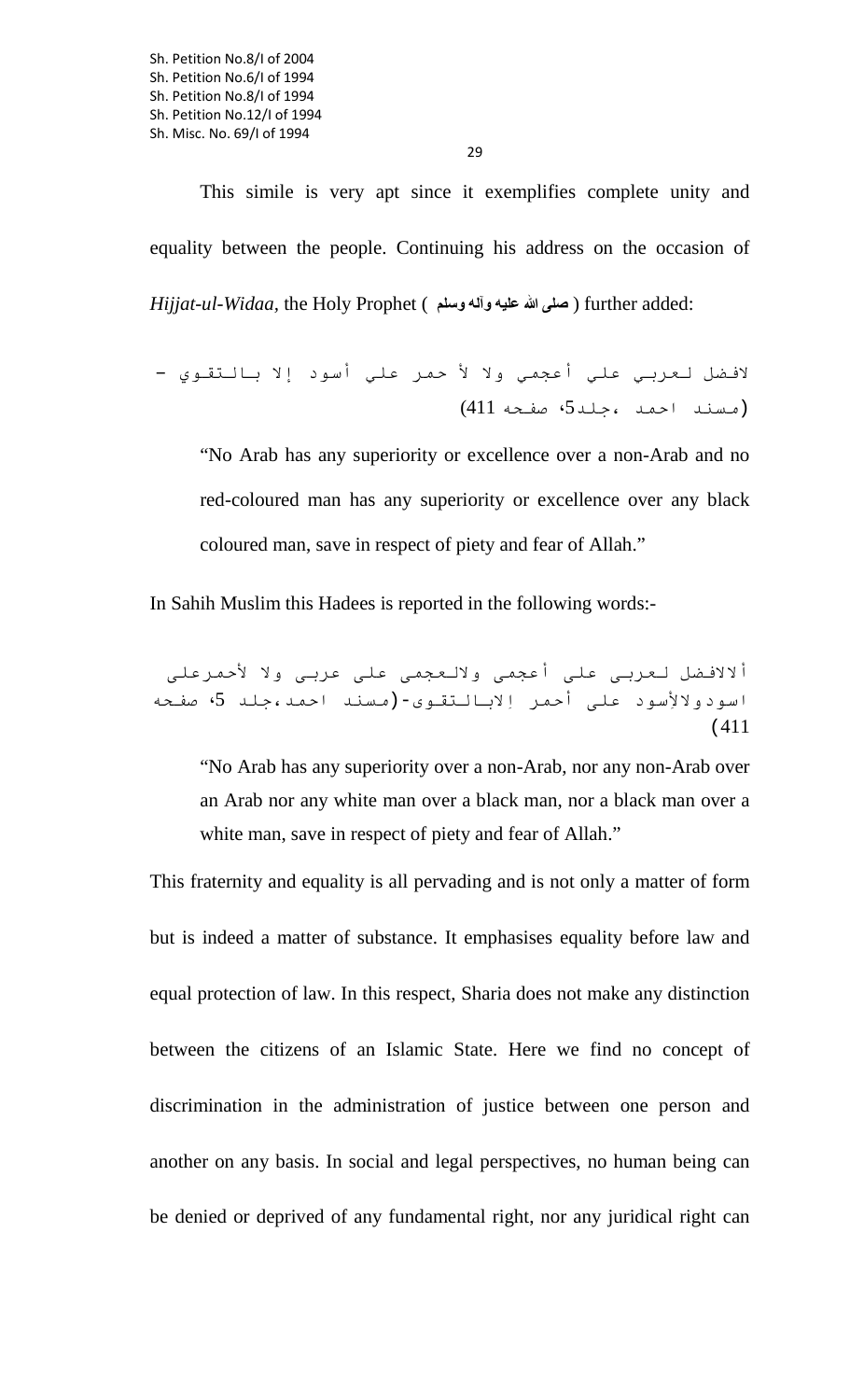This simile is very apt since it exemplifies complete unity and equality between the people. Continuing his address on the occasion of *Hijjat-ul-Widaa*, the Holy Prophet ( صلى الله عليه وآله وسلم ) further added:

لافضل لعربي علي أعجمي ولا لأ حمر علي أسود إلا بالتقوي – (مسند احمد ،جلد5، صفحه 411)

> "No Arab has any superiority or excellence over a non-Arab and no red-coloured man has any superiority or excellence over any black coloured man, save in respect of piety and fear of Allah."

In Sahih Muslim this Hadees is reported in the following words:-

ألالافضل لعربى على أعجمى ولالعجمى على عربى ولا لأحمرعلى اسودولالأسود على أحمر إلابالتقوى-(مسند احمد،جلد 5، صفحه 411)

> "No Arab has any superiority over a non-Arab, nor any non-Arab over an Arab nor any white man over a black man, nor a black man over a white man, save in respect of piety and fear of Allah."

This fraternity and equality is all pervading and is not only a matter of form but is indeed a matter of substance. It emphasises equality before law and equal protection of law. In this respect, Sharia does not make any distinction between the citizens of an Islamic State. Here we find no concept of discrimination in the administration of justice between one person and another on any basis. In social and legal perspectives, no human being can be denied or deprived of any fundamental right, nor any juridical right can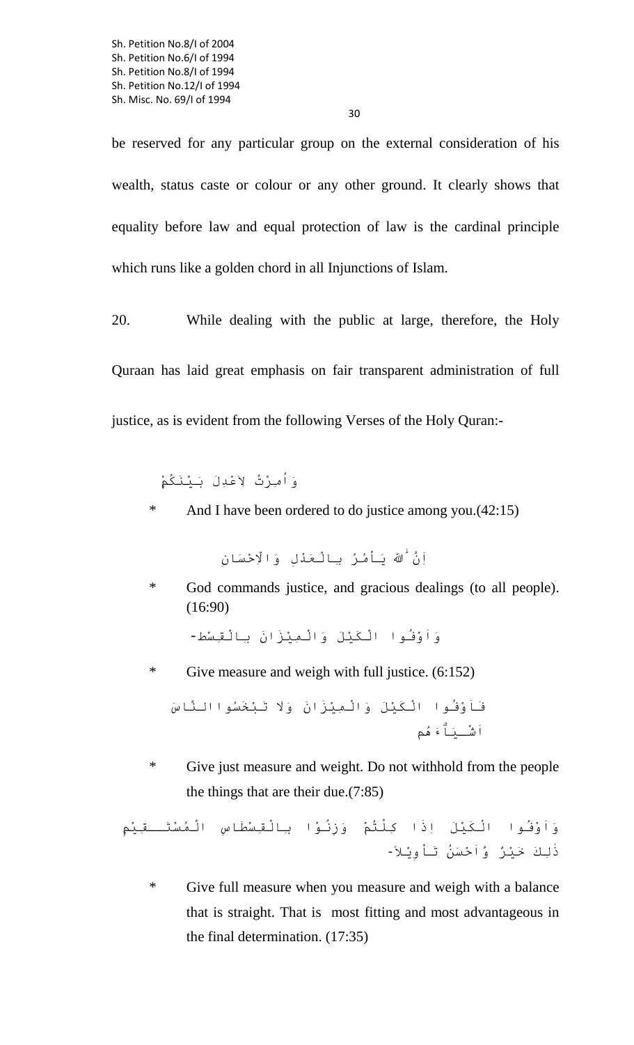be reserved for any particular group on the external consideration of his wealth, status caste or colour or any other ground. It clearly shows that equality before law and equal protection of law is the cardinal principle which runs like a golden chord in all Injunctions of Islam.

20. While dealing with the public at large, therefore, the Holy Quraan has laid great emphasis on fair transparent administration of full justice, as is evident from the following Verses of the Holy Quran:-

وَ اُمِرْتُ لاَعْدِلَ بَيْنَكُمْ

* And I have been ordered to do justice among you.(42:15)

اِنَّ اللهَ يَاْمُرُ بِالْعَدْلِ وَ الاِحْسَانِ

* God commands justice, and gracious dealings (to all people). (16:90)

وَ اَوْفُوا الْكَيْلَ وَ الْمِيْزَانَ بِالْقِسْط-

* Give measure and weigh with full justice. (6:152)

فَاَوْفُوا الْكَيْلَ وَ الْمِيْزَانَ وَلا تَبْخَسُوا النَّاسَ اَشْيَآءَهُم

* Give just measure and weight. Do not withhold from the people the things that are their due.(7:85)

وَ اَوْفُوا الْكَيْلَ اِذَا كِلْتُمْ وَزِنُوْا بِالْقِسْطَاسِ الْمُسْتَقِيْمِ ذٰلِكَ خَيْرٌ وَّ اَحْسَنُ تَاْوِيْلاً-

* Give full measure when you measure and weigh with a balance that is straight. That is most fitting and most advantageous in the final determination. (17:35)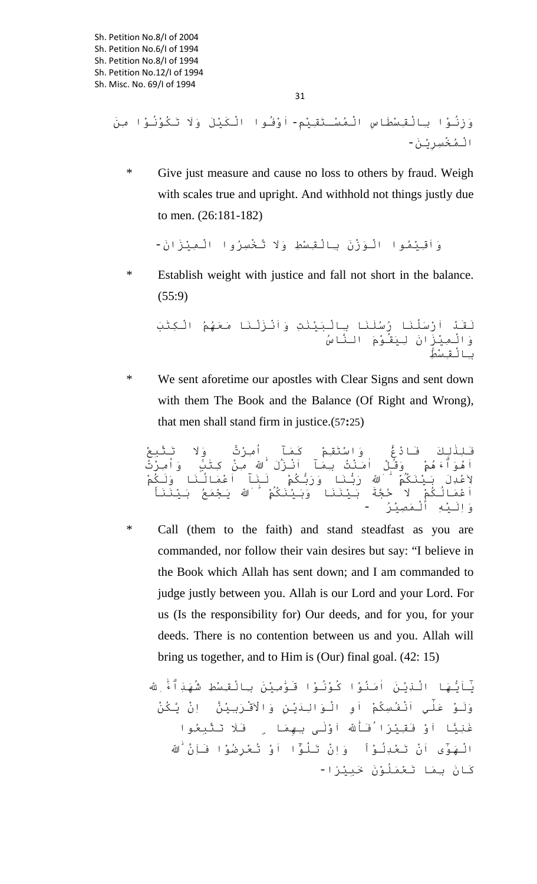وَزِنُوْا بِالْقِسْطَاسِ الْمُسْتَقِيْمِ- اَوْفُوا الْكَيْلَ وَلَا تَكُوْنُوْا مِنَ الْمُخْسِرِيْنَ-

* Give just measure and cause no loss to others by fraud. Weigh with scales true and upright. And withhold not things justly due to men. (26:181-182)

وَاَقِيْمُوا الْوَزْنَ بِالْقِسْطِ وَلَا تُخْسِرُوا الْمِيْزَانَ-

* Establish weight with justice and fall not short in the balance. (55:9)

لَقَدْ اَرْسَلْنَا رُسُلَنَا بِالْبَيِّنٰتِ وَاَنْزَلْنَا مَعَهُمُ الْكِتٰبَ وَالْمِيْزَانَ لِيَقُوْمَ النَّاسُ بِالْقِسْطِ

* We sent aforetime our apostles with Clear Signs and sent down with them The Book and the Balance (Of Right and Wrong), that men shall stand firm in justice.(57:25)

فَلِذٰلِكَ فَادْعُ وَاسْتَقِمْ كَمَآ اُمِرْتَ وَلَا تَتَّبِعْ اَهْوَآءَهُمْ وَقُلْ اٰمَنْتُ بِمَآ اَنْزَلَ اللّٰهُ مِنْ كِتٰبٍ وَاُمِرْتُ لِاَعْدِلَ بَيْنَكُمْ اَللّٰهُ رَبُّنَا وَرَبُّكُمْ لَنَآ اَعْمَالُنَا وَلَكُمْ اَعْمَالُكُمْ لَا حُجَّةَ بَيْنَنَا وَبَيْنَكُمْ اَللّٰهُ يَجْمَعُ بَيْنَنَاۚ وَاِلَيْهِ الْمَصِيْرُ -

* Call (them to the faith) and stand steadfast as you are commanded, nor follow their vain desires but say: "I believe in the Book which Allah has sent down; and I am commanded to judge justly between you. Allah is our Lord and your Lord. For us (Is the responsibility for) Our deeds, and for you, for your deeds. There is no contention between us and you. Allah will bring us together, and to Him is (Our) final goal. (42: 15)

يٰٓاَيُّهَا الَّذِيْنَ اٰمَنُوْا كُوْنُوْا قَوّٰمِيْنَ بِالْقِسْطِ شُهَدَآءَ لِلّٰهِ وَلَوْ عَلٰٓى اَنْفُسِكُمْ اَوِ الْوَالِدَيْنِ وَالْاَقْرَبِيْنَ اِنْ يَّكُنْ غَنِيًّا اَوْ فَقِيْرًا فَاللّٰهُ اَوْلٰى بِهِمَا فَلَا تَتَّبِعُوا الْهَوٰٓى اَنْ تَعْدِلُوْا وَاِنْ تَلْوٗٓا اَوْ تُعْرِضُوْا فَاِنَّ اللّٰهَ كَانَ بِمَا تَعْمَلُوْنَ خَبِيْرًا-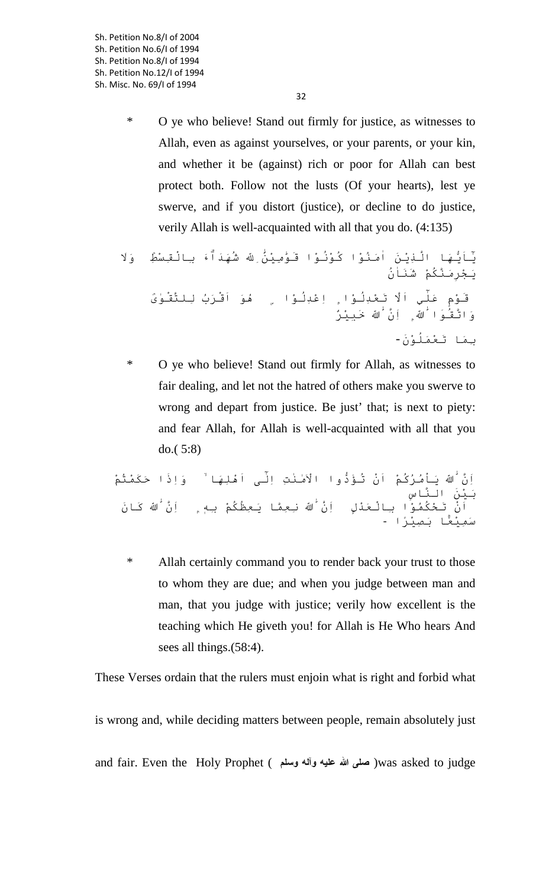* O ye who believe! Stand out firmly for justice, as witnesses to Allah, even as against yourselves, or your parents, or your kin, and whether it be (against) rich or poor for Allah can best protect both. Follow not the lusts (Of your hearts), lest ye swerve, and if you distort (justice), or decline to do justice, verily Allah is well-acquainted with all that you do. (4:135)

يٰۤاَيُّهَا الَّذِيْنَ اٰمَنُوْا كُوْنُوْا قَوّٰمِيْنَ لِلّٰهِ شُهَدَآءَ بِالْقِسْطِ ۖ وَلَا يَجْرِمَنَّكُمْ شَنَاٰنُ قَوْمٍ عَلٰۤى اَلَّا تَعْدِلُوْا ؕ اِعْدِلُوْا ۫ هُوَ اَقْرَبُ لِلتَّقْوٰى ۖ وَاتَّقُوا اللّٰهَ ؕ اِنَّ اللّٰهَ خَبِيْرٌ بِمَا تَعْمَلُوْنَ-

* O ye who believe! Stand out firmly for Allah, as witnesses to fair dealing, and let not the hatred of others make you swerve to wrong and depart from justice. Be just' that; is next to piety: and fear Allah, for Allah is well-acquainted with all that you do.( 5:8)

اِنَّ اللّٰهَ يَاْمُرُكُمْ اَنْ تُؤَدُّوا الْاَمٰنٰتِ اِلٰۤى اَهْلِهَا ۙ وَاِذَا حَكَمْتُمْ بَيْنَ النَّاسِ اَنْ تَحْكُمُوْا بِالْعَدْلِ ؕ اِنَّ اللّٰهَ نِعِمَّا يَعِظُكُمْ بِهٖ ؕ اِنَّ اللّٰهَ كَانَ سَمِيْعًا بَصِيْرًا -

* Allah certainly command you to render back your trust to those to whom they are due; and when you judge between man and man, that you judge with justice; verily how excellent is the teaching which He giveth you! for Allah is He Who hears And sees all things.(58:4).

These Verses ordain that the rulers must enjoin what is right and forbid what is wrong and, while deciding matters between people, remain absolutely just and fair. Even the Holy Prophet ( **صلی اللہ علیہ وآلہ وسلم** )was asked to judge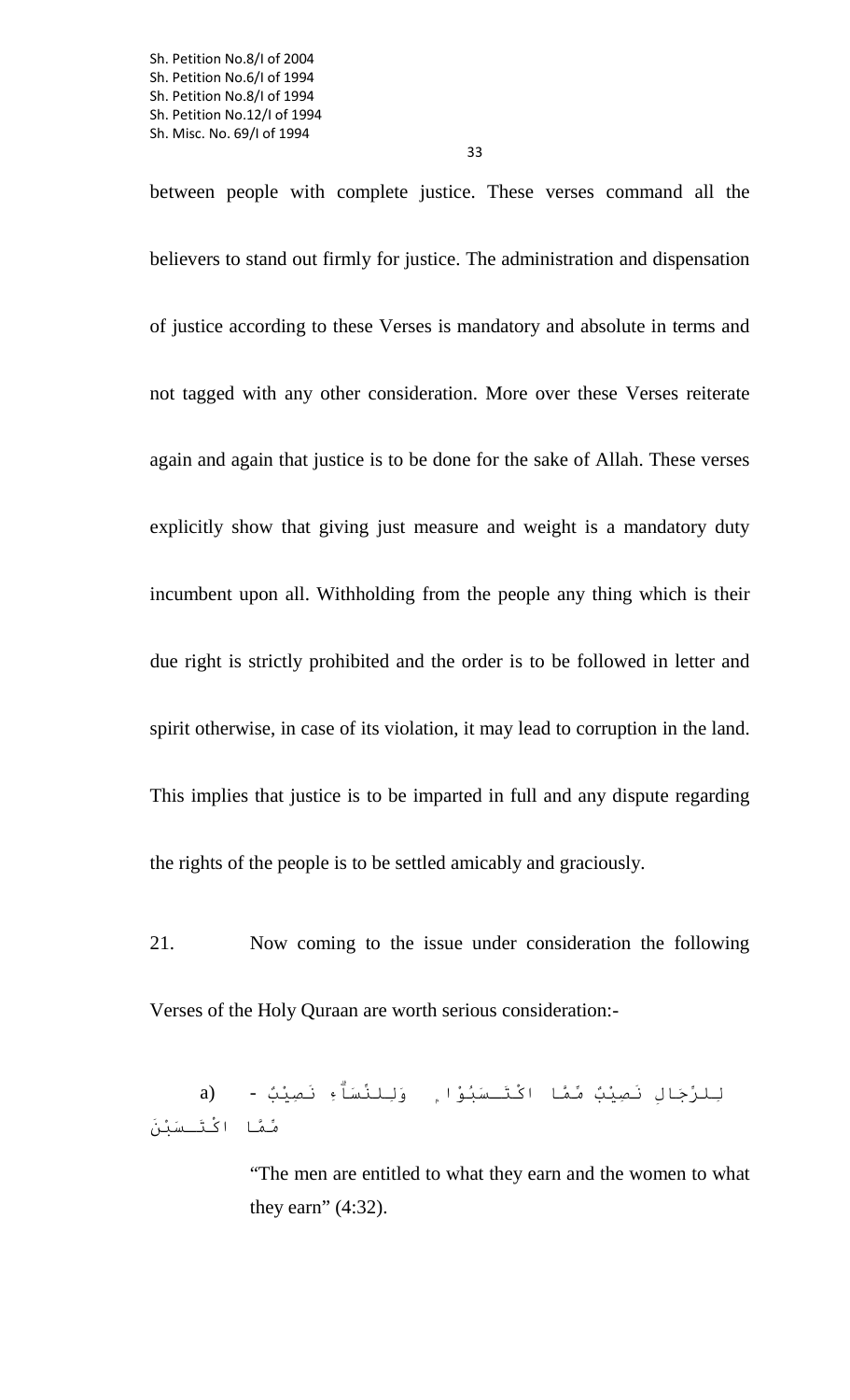between people with complete justice. These verses command all the believers to stand out firmly for justice. The administration and dispensation of justice according to these Verses is mandatory and absolute in terms and not tagged with any other consideration. More over these Verses reiterate again and again that justice is to be done for the sake of Allah. These verses explicitly show that giving just measure and weight is a mandatory duty incumbent upon all. Withholding from the people any thing which is their due right is strictly prohibited and the order is to be followed in letter and spirit otherwise, in case of its violation, it may lead to corruption in the land. This implies that justice is to be imparted in full and any dispute regarding the rights of the people is to be settled amicably and graciously.

21. Now coming to the issue under consideration the following Verses of the Holy Quraan are worth serious consideration:-

a) لِلرِّجَالِ نَصِيْبٌ مِّمَّا اكْتَسَبُوْا ؕ وَلِلنِّسَآءِ نَصِيْبٌ مِّمَّا اكْتَسَبْنَ -

> "The men are entitled to what they earn and the women to what they earn" (4:32).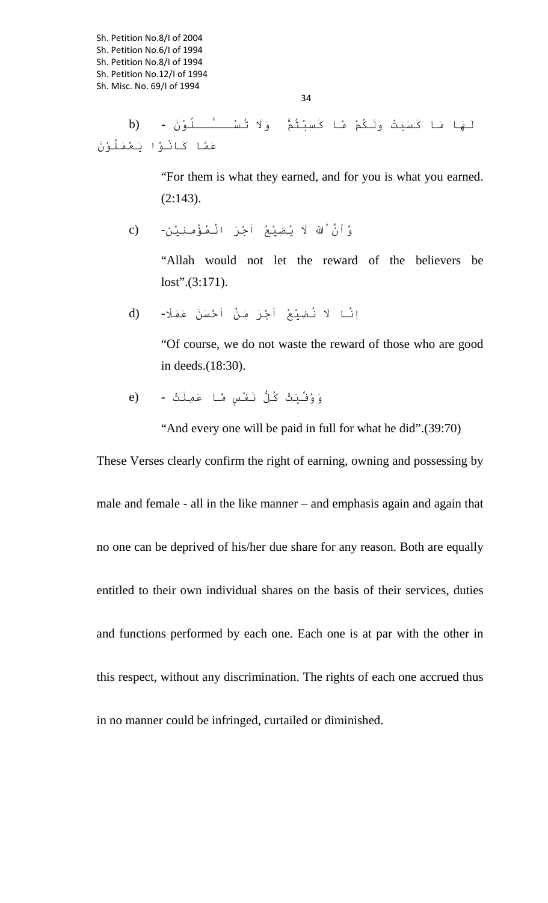b) لَهَا مَا كَسَبَتْ وَلَكُمْ مَّا كَسَبْتُمْ ۚ وَلَا تُسْـــــٔـَلُوْنَ عَمَّا كَانُوْا يَعْمَلُوْنَ -

"For them is what they earned, and for you is what you earned. (2:143).

c) وَّ اَنَّ اللهَ لَا يُضِيْعُ اَجْرَ الْمُؤْمِنِيْنَ-

"Allah would not let the reward of the believers be lost".(3:171).

d) اِنَّا لَا نُضِيْعُ اَجْرَ مَنْ اَحْسَنَ عَمَلًا-

"Of course, we do not waste the reward of those who are good in deeds.(18:30).

e) وَوُفِّيَتْ كُلُّ نَفْسٍ مَّا عَمِلَتْ -

"And every one will be paid in full for what he did".(39:70)

These Verses clearly confirm the right of earning, owning and possessing by male and female - all in the like manner – and emphasis again and again that no one can be deprived of his/her due share for any reason. Both are equally entitled to their own individual shares on the basis of their services, duties and functions performed by each one. Each one is at par with the other in this respect, without any discrimination. The rights of each one accrued thus in no manner could be infringed, curtailed or diminished.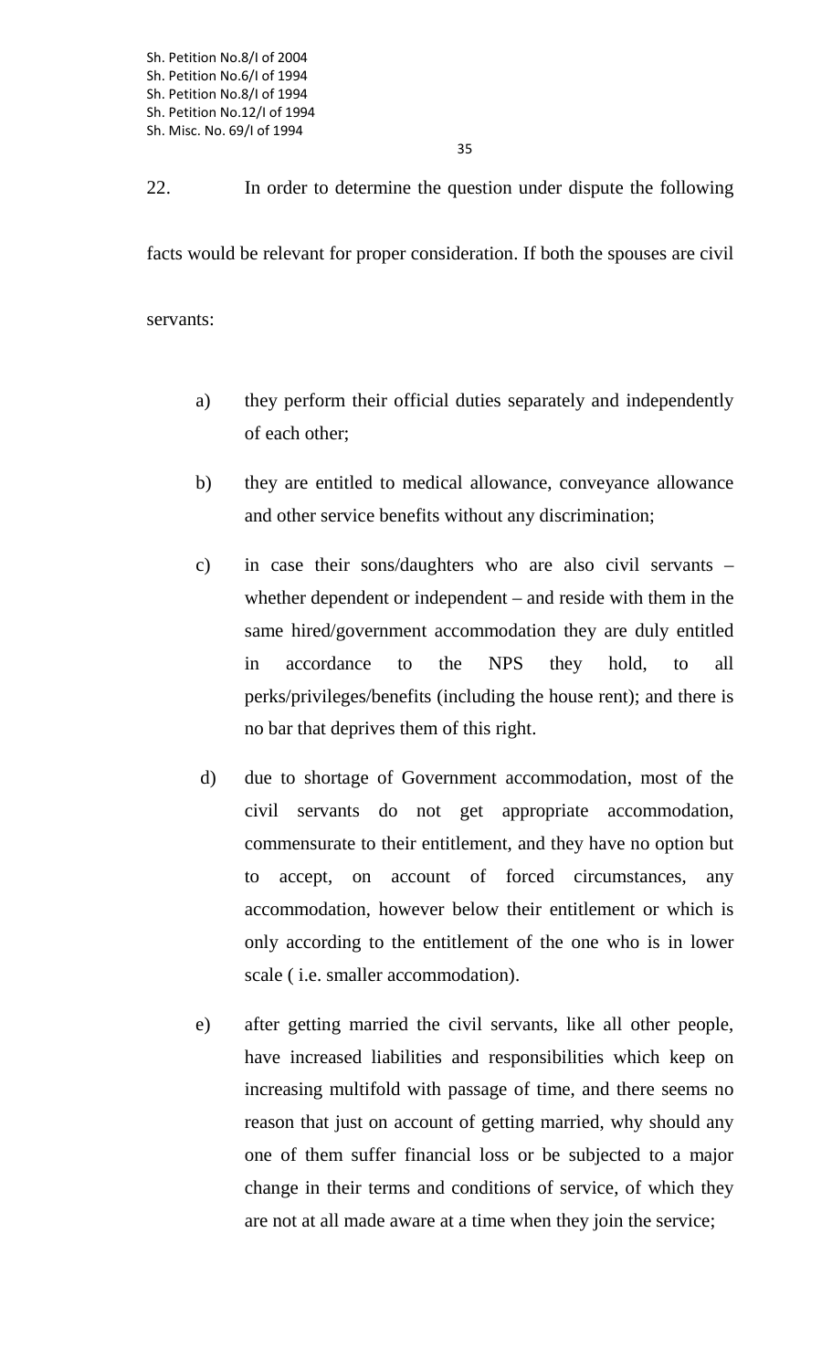22. In order to determine the question under dispute the following facts would be relevant for proper consideration. If both the spouses are civil servants:

a) they perform their official duties separately and independently of each other;

b) they are entitled to medical allowance, conveyance allowance and other service benefits without any discrimination;

c) in case their sons/daughters who are also civil servants – whether dependent or independent – and reside with them in the same hired/government accommodation they are duly entitled in accordance to the NPS they hold, to all perks/privileges/benefits (including the house rent); and there is no bar that deprives them of this right.

d) due to shortage of Government accommodation, most of the civil servants do not get appropriate accommodation, commensurate to their entitlement, and they have no option but to accept, on account of forced circumstances, any accommodation, however below their entitlement or which is only according to the entitlement of the one who is in lower scale ( i.e. smaller accommodation).

e) after getting married the civil servants, like all other people, have increased liabilities and responsibilities which keep on increasing multifold with passage of time, and there seems no reason that just on account of getting married, why should any one of them suffer financial loss or be subjected to a major change in their terms and conditions of service, of which they are not at all made aware at a time when they join the service;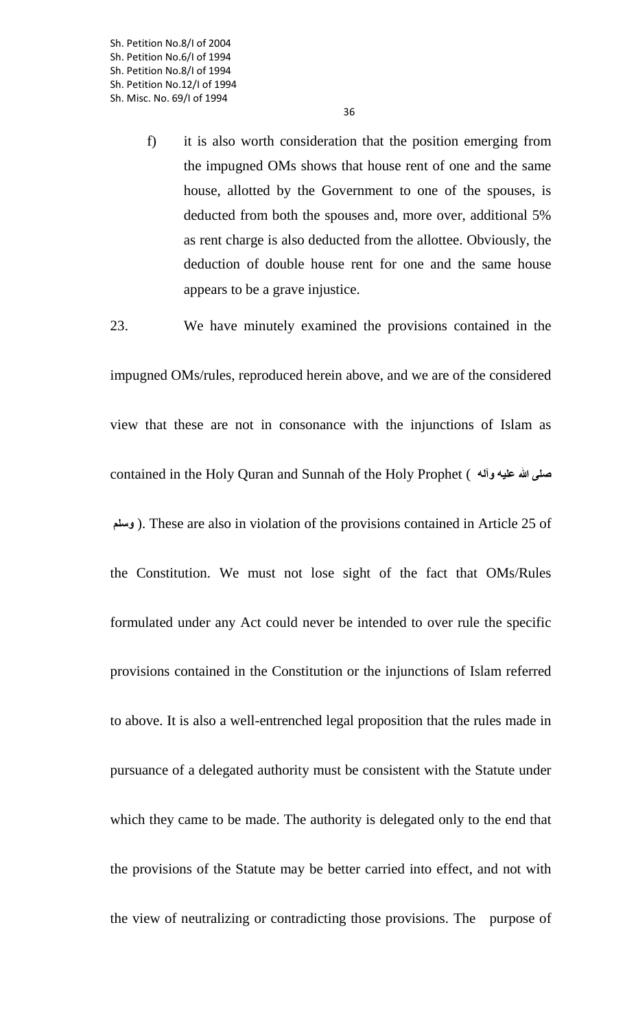f) it is also worth consideration that the position emerging from the impugned OMs shows that house rent of one and the same house, allotted by the Government to one of the spouses, is deducted from both the spouses and, more over, additional 5% as rent charge is also deducted from the allottee. Obviously, the deduction of double house rent for one and the same house appears to be a grave injustice.

23. We have minutely examined the provisions contained in the impugned OMs/rules, reproduced herein above, and we are of the considered view that these are not in consonance with the injunctions of Islam as contained in the Holy Quran and Sunnah of the Holy Prophet ( صلی اللہ علیہ وآلہ وسلم ). These are also in violation of the provisions contained in Article 25 of the Constitution. We must not lose sight of the fact that OMs/Rules formulated under any Act could never be intended to over rule the specific provisions contained in the Constitution or the injunctions of Islam referred to above. It is also a well-entrenched legal proposition that the rules made in pursuance of a delegated authority must be consistent with the Statute under which they came to be made. The authority is delegated only to the end that the provisions of the Statute may be better carried into effect, and not with the view of neutralizing or contradicting those provisions. The purpose of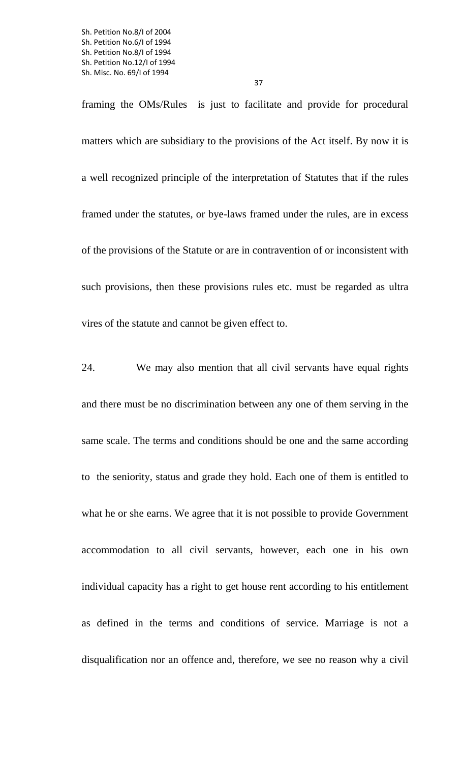framing the OMs/Rules is just to facilitate and provide for procedural matters which are subsidiary to the provisions of the Act itself. By now it is a well recognized principle of the interpretation of Statutes that if the rules framed under the statutes, or bye-laws framed under the rules, are in excess of the provisions of the Statute or are in contravention of or inconsistent with such provisions, then these provisions rules etc. must be regarded as ultra vires of the statute and cannot be given effect to.

24. We may also mention that all civil servants have equal rights and there must be no discrimination between any one of them serving in the same scale. The terms and conditions should be one and the same according to the seniority, status and grade they hold. Each one of them is entitled to what he or she earns. We agree that it is not possible to provide Government accommodation to all civil servants, however, each one in his own individual capacity has a right to get house rent according to his entitlement as defined in the terms and conditions of service. Marriage is not a disqualification nor an offence and, therefore, we see no reason why a civil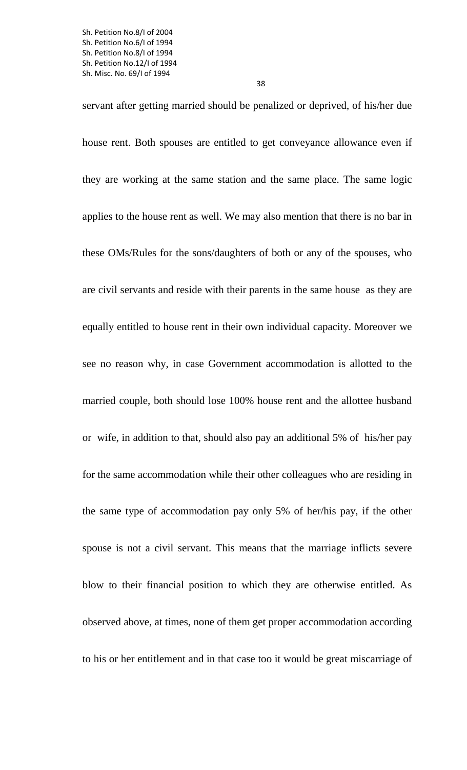servant after getting married should be penalized or deprived, of his/her due house rent. Both spouses are entitled to get conveyance allowance even if they are working at the same station and the same place. The same logic applies to the house rent as well. We may also mention that there is no bar in these OMs/Rules for the sons/daughters of both or any of the spouses, who are civil servants and reside with their parents in the same house as they are equally entitled to house rent in their own individual capacity. Moreover we see no reason why, in case Government accommodation is allotted to the married couple, both should lose 100% house rent and the allottee husband or wife, in addition to that, should also pay an additional 5% of his/her pay for the same accommodation while their other colleagues who are residing in the same type of accommodation pay only 5% of her/his pay, if the other spouse is not a civil servant. This means that the marriage inflicts severe blow to their financial position to which they are otherwise entitled. As observed above, at times, none of them get proper accommodation according to his or her entitlement and in that case too it would be great miscarriage of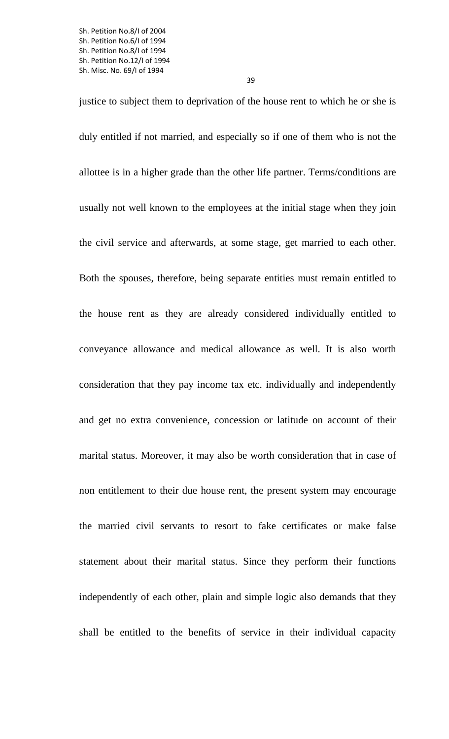justice to subject them to deprivation of the house rent to which he or she is duly entitled if not married, and especially so if one of them who is not the allottee is in a higher grade than the other life partner. Terms/conditions are usually not well known to the employees at the initial stage when they join the civil service and afterwards, at some stage, get married to each other. Both the spouses, therefore, being separate entities must remain entitled to the house rent as they are already considered individually entitled to conveyance allowance and medical allowance as well. It is also worth consideration that they pay income tax etc. individually and independently and get no extra convenience, concession or latitude on account of their marital status. Moreover, it may also be worth consideration that in case of non entitlement to their due house rent, the present system may encourage the married civil servants to resort to fake certificates or make false statement about their marital status. Since they perform their functions independently of each other, plain and simple logic also demands that they shall be entitled to the benefits of service in their individual capacity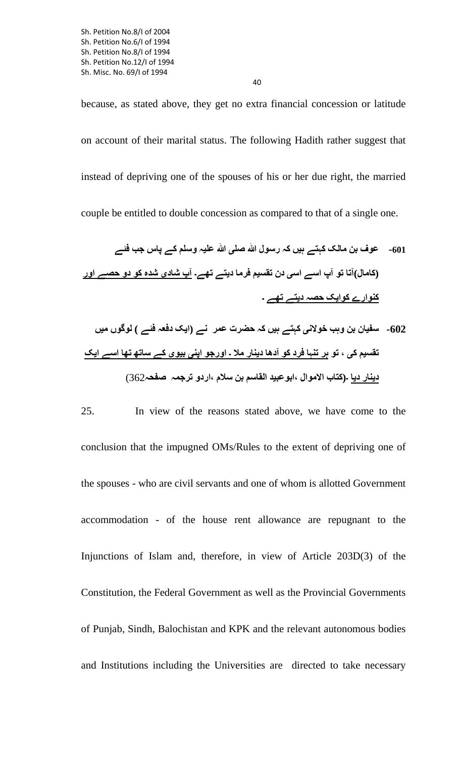because, as stated above, they get no extra financial concession or latitude on account of their marital status. The following Hadith rather suggest that instead of depriving one of the spouses of his or her due right, the married couple be entitled to double concession as compared to that of a single one.

**-601 عوف بن مالک کہتے ہیں کہ رسول اللہ صلی اللہ علیہ وسلم کے پاس جب فئے (کامال)آتا تو آپ اسے اسی دن تقسیم فرما دیتے تھے۔ آپ شادی شدہ کو دو حصے اور کنوارے کوایک حصہ دیتے تھے ۔**

**-602 سفیان بن وہب خولانی کہتے ہیں کہ حضرت عمر نے (ایک دفعہ فئے ) لوگوں میں تقسیم کی ، تو ہر تنہا فرد کو آدھا دینار ملا ۔ اورجو اپنی بیوی کے ساتھ تھا اسے ایک دینار دیا ۔(کتاب الاموال ،ابوعبید القاسم بن سلام ،اردو ترجمہ صفحہ362)**

25. In view of the reasons stated above, we have come to the conclusion that the impugned OMs/Rules to the extent of depriving one of the spouses - who are civil servants and one of whom is allotted Government accommodation - of the house rent allowance are repugnant to the Injunctions of Islam and, therefore, in view of Article 203D(3) of the Constitution, the Federal Government as well as the Provincial Governments of Punjab, Sindh, Balochistan and KPK and the relevant autonomous bodies and Institutions including the Universities are directed to take necessary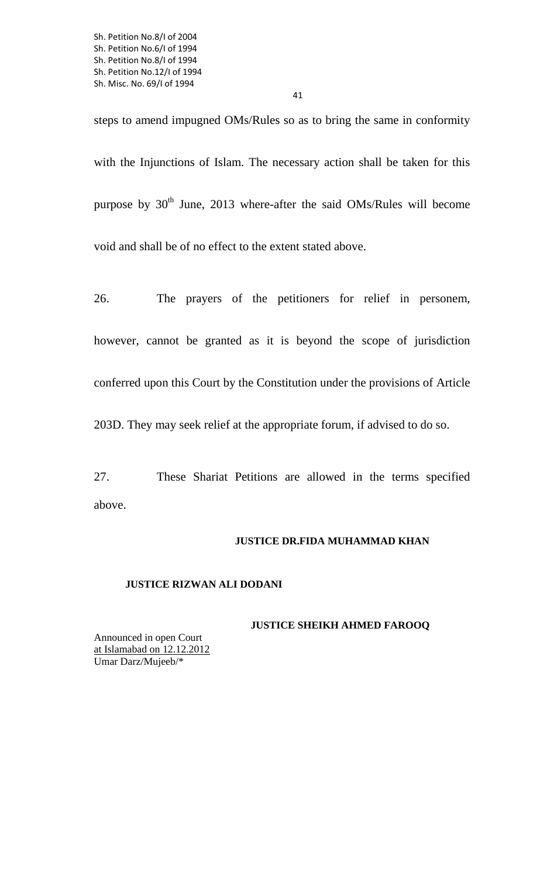steps to amend impugned OMs/Rules so as to bring the same in conformity with the Injunctions of Islam. The necessary action shall be taken for this purpose by 30th June, 2013 where-after the said OMs/Rules will become void and shall be of no effect to the extent stated above.

26. The prayers of the petitioners for relief in personem, however, cannot be granted as it is beyond the scope of jurisdiction conferred upon this Court by the Constitution under the provisions of Article 203D. They may seek relief at the appropriate forum, if advised to do so.

27. These Shariat Petitions are allowed in the terms specified above.

**JUSTICE DR.FIDA MUHAMMAD KHAN**

**JUSTICE RIZWAN ALI DODANI**

**JUSTICE SHEIKH AHMED FAROOQ**

Announced in open Court
at Islamabad on 12.12.2012
Umar Darz/Mujeeb/*